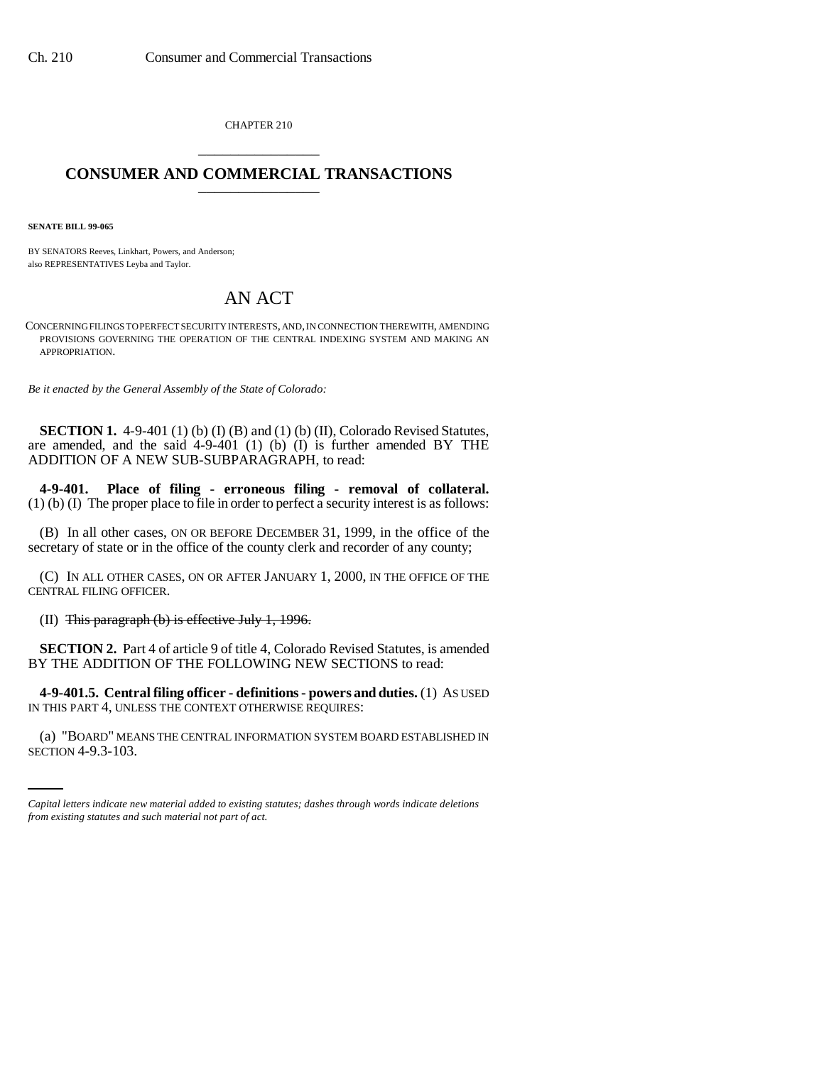CHAPTER 210

# CONSUMER AND COMMERCIAL TRANSACTIONS

**SENATE BILL 99-065**

BY SENATORS Reeves, Linkhart, Powers, and Anderson;
also REPRESENTATIVES Leyba and Taylor.

# AN ACT

CONCERNING FILINGS TO PERFECT SECURITY INTERESTS, AND, IN CONNECTION THEREWITH, AMENDING PROVISIONS GOVERNING THE OPERATION OF THE CENTRAL INDEXING SYSTEM AND MAKING AN APPROPRIATION.

*Be it enacted by the General Assembly of the State of Colorado:*

**SECTION 1.** 4-9-401 (1) (b) (I) (B) and (1) (b) (II), Colorado Revised Statutes, are amended, and the said 4-9-401 (1) (b) (I) is further amended BY THE ADDITION OF A NEW SUB-SUBPARAGRAPH, to read:

**4-9-401. Place of filing - erroneous filing - removal of collateral.** (1) (b) (I) The proper place to file in order to perfect a security interest is as follows:

(B) In all other cases, ON OR BEFORE DECEMBER 31, 1999, in the office of the secretary of state or in the office of the county clerk and recorder of any county;

(C) IN ALL OTHER CASES, ON OR AFTER JANUARY 1, 2000, IN THE OFFICE OF THE CENTRAL FILING OFFICER.

(II) ~~This paragraph (b) is effective July 1, 1996.~~

**SECTION 2.** Part 4 of article 9 of title 4, Colorado Revised Statutes, is amended BY THE ADDITION OF THE FOLLOWING NEW SECTIONS to read:

**4-9-401.5. Central filing officer - definitions - powers and duties.** (1) AS USED IN THIS PART 4, UNLESS THE CONTEXT OTHERWISE REQUIRES:

(a) "BOARD" MEANS THE CENTRAL INFORMATION SYSTEM BOARD ESTABLISHED IN SECTION 4-9.3-103.

*Capital letters indicate new material added to existing statutes; dashes through words indicate deletions from existing statutes and such material not part of act.*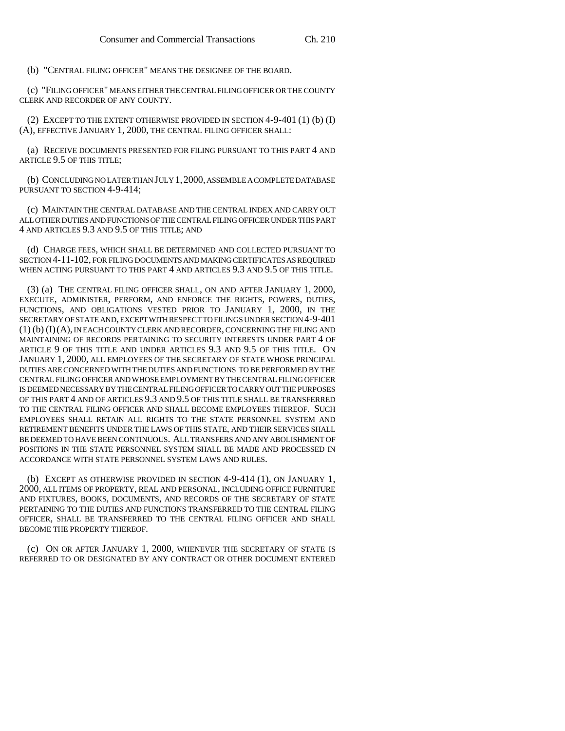(b) "CENTRAL FILING OFFICER" MEANS THE DESIGNEE OF THE BOARD.

(c) "FILING OFFICER" MEANS EITHER THE CENTRAL FILING OFFICER OR THE COUNTY CLERK AND RECORDER OF ANY COUNTY.

(2) EXCEPT TO THE EXTENT OTHERWISE PROVIDED IN SECTION 4-9-401 (1) (b) (I) (A), EFFECTIVE JANUARY 1, 2000, THE CENTRAL FILING OFFICER SHALL:

(a) RECEIVE DOCUMENTS PRESENTED FOR FILING PURSUANT TO THIS PART 4 AND ARTICLE 9.5 OF THIS TITLE;

(b) CONCLUDING NO LATER THAN JULY 1, 2000, ASSEMBLE A COMPLETE DATABASE PURSUANT TO SECTION 4-9-414;

(c) MAINTAIN THE CENTRAL DATABASE AND THE CENTRAL INDEX AND CARRY OUT ALL OTHER DUTIES AND FUNCTIONS OF THE CENTRAL FILING OFFICER UNDER THIS PART 4 AND ARTICLES 9.3 AND 9.5 OF THIS TITLE; AND

(d) CHARGE FEES, WHICH SHALL BE DETERMINED AND COLLECTED PURSUANT TO SECTION 4-11-102, FOR FILING DOCUMENTS AND MAKING CERTIFICATES AS REQUIRED WHEN ACTING PURSUANT TO THIS PART 4 AND ARTICLES 9.3 AND 9.5 OF THIS TITLE.

(3) (a) THE CENTRAL FILING OFFICER SHALL, ON AND AFTER JANUARY 1, 2000, EXECUTE, ADMINISTER, PERFORM, AND ENFORCE THE RIGHTS, POWERS, DUTIES, FUNCTIONS, AND OBLIGATIONS VESTED PRIOR TO JANUARY 1, 2000, IN THE SECRETARY OF STATE AND, EXCEPT WITH RESPECT TO FILINGS UNDER SECTION 4-9-401 (1) (b) (I) (A), IN EACH COUNTY CLERK AND RECORDER, CONCERNING THE FILING AND MAINTAINING OF RECORDS PERTAINING TO SECURITY INTERESTS UNDER PART 4 OF ARTICLE 9 OF THIS TITLE AND UNDER ARTICLES 9.3 AND 9.5 OF THIS TITLE. ON JANUARY 1, 2000, ALL EMPLOYEES OF THE SECRETARY OF STATE WHOSE PRINCIPAL DUTIES ARE CONCERNED WITH THE DUTIES AND FUNCTIONS TO BE PERFORMED BY THE CENTRAL FILING OFFICER AND WHOSE EMPLOYMENT BY THE CENTRAL FILING OFFICER IS DEEMED NECESSARY BY THE CENTRAL FILING OFFICER TO CARRY OUT THE PURPOSES OF THIS PART 4 AND OF ARTICLES 9.3 AND 9.5 OF THIS TITLE SHALL BE TRANSFERRED TO THE CENTRAL FILING OFFICER AND SHALL BECOME EMPLOYEES THEREOF. SUCH EMPLOYEES SHALL RETAIN ALL RIGHTS TO THE STATE PERSONNEL SYSTEM AND RETIREMENT BENEFITS UNDER THE LAWS OF THIS STATE, AND THEIR SERVICES SHALL BE DEEMED TO HAVE BEEN CONTINUOUS. ALL TRANSFERS AND ANY ABOLISHMENT OF POSITIONS IN THE STATE PERSONNEL SYSTEM SHALL BE MADE AND PROCESSED IN ACCORDANCE WITH STATE PERSONNEL SYSTEM LAWS AND RULES.

(b) EXCEPT AS OTHERWISE PROVIDED IN SECTION 4-9-414 (1), ON JANUARY 1, 2000, ALL ITEMS OF PROPERTY, REAL AND PERSONAL, INCLUDING OFFICE FURNITURE AND FIXTURES, BOOKS, DOCUMENTS, AND RECORDS OF THE SECRETARY OF STATE PERTAINING TO THE DUTIES AND FUNCTIONS TRANSFERRED TO THE CENTRAL FILING OFFICER, SHALL BE TRANSFERRED TO THE CENTRAL FILING OFFICER AND SHALL BECOME THE PROPERTY THEREOF.

(c) ON OR AFTER JANUARY 1, 2000, WHENEVER THE SECRETARY OF STATE IS REFERRED TO OR DESIGNATED BY ANY CONTRACT OR OTHER DOCUMENT ENTERED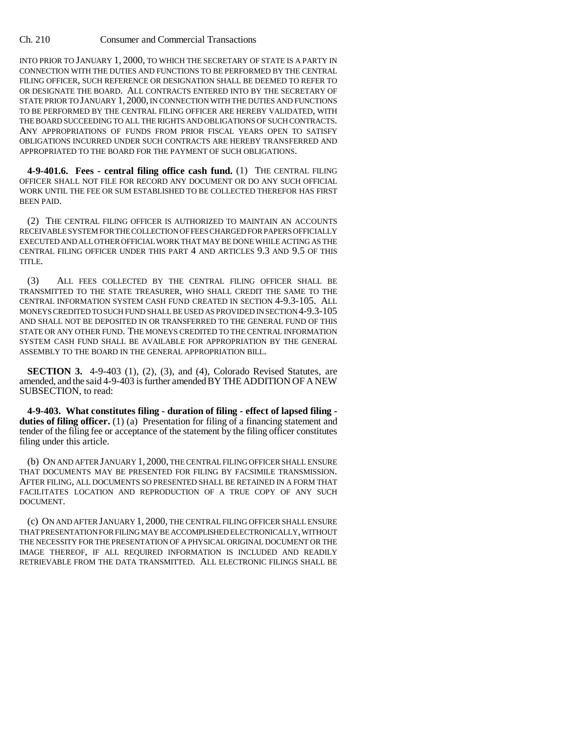INTO PRIOR TO JANUARY 1, 2000, TO WHICH THE SECRETARY OF STATE IS A PARTY IN CONNECTION WITH THE DUTIES AND FUNCTIONS TO BE PERFORMED BY THE CENTRAL FILING OFFICER, SUCH REFERENCE OR DESIGNATION SHALL BE DEEMED TO REFER TO OR DESIGNATE THE BOARD. ALL CONTRACTS ENTERED INTO BY THE SECRETARY OF STATE PRIOR TO JANUARY 1, 2000, IN CONNECTION WITH THE DUTIES AND FUNCTIONS TO BE PERFORMED BY THE CENTRAL FILING OFFICER ARE HEREBY VALIDATED, WITH THE BOARD SUCCEEDING TO ALL THE RIGHTS AND OBLIGATIONS OF SUCH CONTRACTS. ANY APPROPRIATIONS OF FUNDS FROM PRIOR FISCAL YEARS OPEN TO SATISFY OBLIGATIONS INCURRED UNDER SUCH CONTRACTS ARE HEREBY TRANSFERRED AND APPROPRIATED TO THE BOARD FOR THE PAYMENT OF SUCH OBLIGATIONS.

**4-9-401.6. Fees - central filing office cash fund.** (1) THE CENTRAL FILING OFFICER SHALL NOT FILE FOR RECORD ANY DOCUMENT OR DO ANY SUCH OFFICIAL WORK UNTIL THE FEE OR SUM ESTABLISHED TO BE COLLECTED THEREFOR HAS FIRST BEEN PAID.

(2) THE CENTRAL FILING OFFICER IS AUTHORIZED TO MAINTAIN AN ACCOUNTS RECEIVABLE SYSTEM FOR THE COLLECTION OF FEES CHARGED FOR PAPERS OFFICIALLY EXECUTED AND ALL OTHER OFFICIAL WORK THAT MAY BE DONE WHILE ACTING AS THE CENTRAL FILING OFFICER UNDER THIS PART 4 AND ARTICLES 9.3 AND 9.5 OF THIS TITLE.

(3) ALL FEES COLLECTED BY THE CENTRAL FILING OFFICER SHALL BE TRANSMITTED TO THE STATE TREASURER, WHO SHALL CREDIT THE SAME TO THE CENTRAL INFORMATION SYSTEM CASH FUND CREATED IN SECTION 4-9.3-105. ALL MONEYS CREDITED TO SUCH FUND SHALL BE USED AS PROVIDED IN SECTION 4-9.3-105 AND SHALL NOT BE DEPOSITED IN OR TRANSFERRED TO THE GENERAL FUND OF THIS STATE OR ANY OTHER FUND. THE MONEYS CREDITED TO THE CENTRAL INFORMATION SYSTEM CASH FUND SHALL BE AVAILABLE FOR APPROPRIATION BY THE GENERAL ASSEMBLY TO THE BOARD IN THE GENERAL APPROPRIATION BILL.

**SECTION 3.** 4-9-403 (1), (2), (3), and (4), Colorado Revised Statutes, are amended, and the said 4-9-403 is further amended BY THE ADDITION OF A NEW SUBSECTION, to read:

**4-9-403. What constitutes filing - duration of filing - effect of lapsed filing - duties of filing officer.** (1) (a) Presentation for filing of a financing statement and tender of the filing fee or acceptance of the statement by the filing officer constitutes filing under this article.

(b) ON AND AFTER JANUARY 1, 2000, THE CENTRAL FILING OFFICER SHALL ENSURE THAT DOCUMENTS MAY BE PRESENTED FOR FILING BY FACSIMILE TRANSMISSION. AFTER FILING, ALL DOCUMENTS SO PRESENTED SHALL BE RETAINED IN A FORM THAT FACILITATES LOCATION AND REPRODUCTION OF A TRUE COPY OF ANY SUCH DOCUMENT.

(c) ON AND AFTER JANUARY 1, 2000, THE CENTRAL FILING OFFICER SHALL ENSURE THAT PRESENTATION FOR FILING MAY BE ACCOMPLISHED ELECTRONICALLY, WITHOUT THE NECESSITY FOR THE PRESENTATION OF A PHYSICAL ORIGINAL DOCUMENT OR THE IMAGE THEREOF, IF ALL REQUIRED INFORMATION IS INCLUDED AND READILY RETRIEVABLE FROM THE DATA TRANSMITTED. ALL ELECTRONIC FILINGS SHALL BE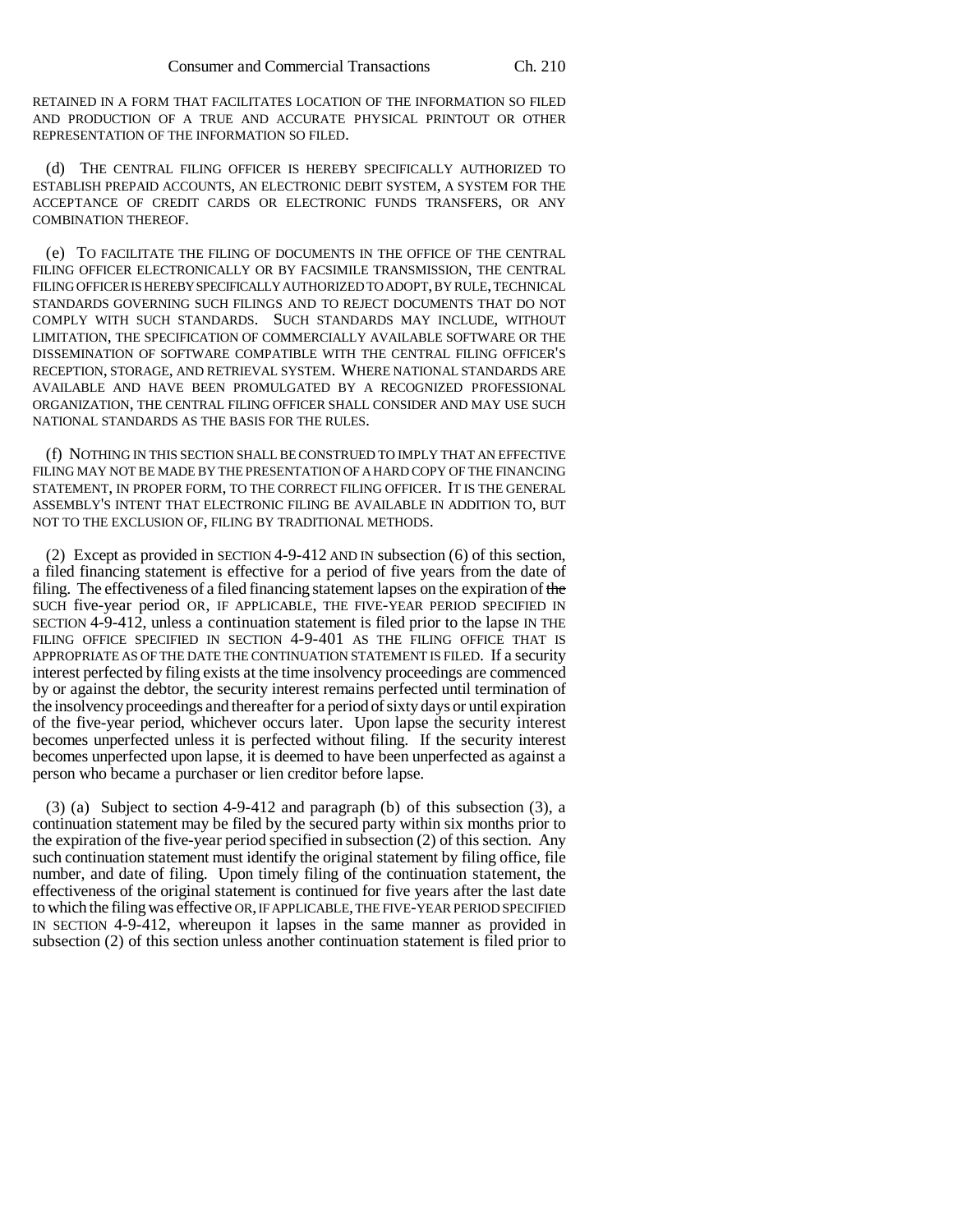RETAINED IN A FORM THAT FACILITATES LOCATION OF THE INFORMATION SO FILED AND PRODUCTION OF A TRUE AND ACCURATE PHYSICAL PRINTOUT OR OTHER REPRESENTATION OF THE INFORMATION SO FILED.

(d) THE CENTRAL FILING OFFICER IS HEREBY SPECIFICALLY AUTHORIZED TO ESTABLISH PREPAID ACCOUNTS, AN ELECTRONIC DEBIT SYSTEM, A SYSTEM FOR THE ACCEPTANCE OF CREDIT CARDS OR ELECTRONIC FUNDS TRANSFERS, OR ANY COMBINATION THEREOF.

(e) TO FACILITATE THE FILING OF DOCUMENTS IN THE OFFICE OF THE CENTRAL FILING OFFICER ELECTRONICALLY OR BY FACSIMILE TRANSMISSION, THE CENTRAL FILING OFFICER IS HEREBY SPECIFICALLY AUTHORIZED TO ADOPT, BY RULE, TECHNICAL STANDARDS GOVERNING SUCH FILINGS AND TO REJECT DOCUMENTS THAT DO NOT COMPLY WITH SUCH STANDARDS. SUCH STANDARDS MAY INCLUDE, WITHOUT LIMITATION, THE SPECIFICATION OF COMMERCIALLY AVAILABLE SOFTWARE OR THE DISSEMINATION OF SOFTWARE COMPATIBLE WITH THE CENTRAL FILING OFFICER'S RECEPTION, STORAGE, AND RETRIEVAL SYSTEM. WHERE NATIONAL STANDARDS ARE AVAILABLE AND HAVE BEEN PROMULGATED BY A RECOGNIZED PROFESSIONAL ORGANIZATION, THE CENTRAL FILING OFFICER SHALL CONSIDER AND MAY USE SUCH NATIONAL STANDARDS AS THE BASIS FOR THE RULES.

(f) NOTHING IN THIS SECTION SHALL BE CONSTRUED TO IMPLY THAT AN EFFECTIVE FILING MAY NOT BE MADE BY THE PRESENTATION OF A HARD COPY OF THE FINANCING STATEMENT, IN PROPER FORM, TO THE CORRECT FILING OFFICER. IT IS THE GENERAL ASSEMBLY'S INTENT THAT ELECTRONIC FILING BE AVAILABLE IN ADDITION TO, BUT NOT TO THE EXCLUSION OF, FILING BY TRADITIONAL METHODS.

(2) Except as provided in SECTION 4-9-412 AND IN subsection (6) of this section, a filed financing statement is effective for a period of five years from the date of filing. The effectiveness of a filed financing statement lapses on the expiration of ~~the~~ SUCH five-year period OR, IF APPLICABLE, THE FIVE-YEAR PERIOD SPECIFIED IN SECTION 4-9-412, unless a continuation statement is filed prior to the lapse IN THE FILING OFFICE SPECIFIED IN SECTION 4-9-401 AS THE FILING OFFICE THAT IS APPROPRIATE AS OF THE DATE THE CONTINUATION STATEMENT IS FILED. If a security interest perfected by filing exists at the time insolvency proceedings are commenced by or against the debtor, the security interest remains perfected until termination of the insolvency proceedings and thereafter for a period of sixty days or until expiration of the five-year period, whichever occurs later. Upon lapse the security interest becomes unperfected unless it is perfected without filing. If the security interest becomes unperfected upon lapse, it is deemed to have been unperfected as against a person who became a purchaser or lien creditor before lapse.

(3) (a) Subject to section 4-9-412 and paragraph (b) of this subsection (3), a continuation statement may be filed by the secured party within six months prior to the expiration of the five-year period specified in subsection (2) of this section. Any such continuation statement must identify the original statement by filing office, file number, and date of filing. Upon timely filing of the continuation statement, the effectiveness of the original statement is continued for five years after the last date to which the filing was effective OR, IF APPLICABLE, THE FIVE-YEAR PERIOD SPECIFIED IN SECTION 4-9-412, whereupon it lapses in the same manner as provided in subsection (2) of this section unless another continuation statement is filed prior to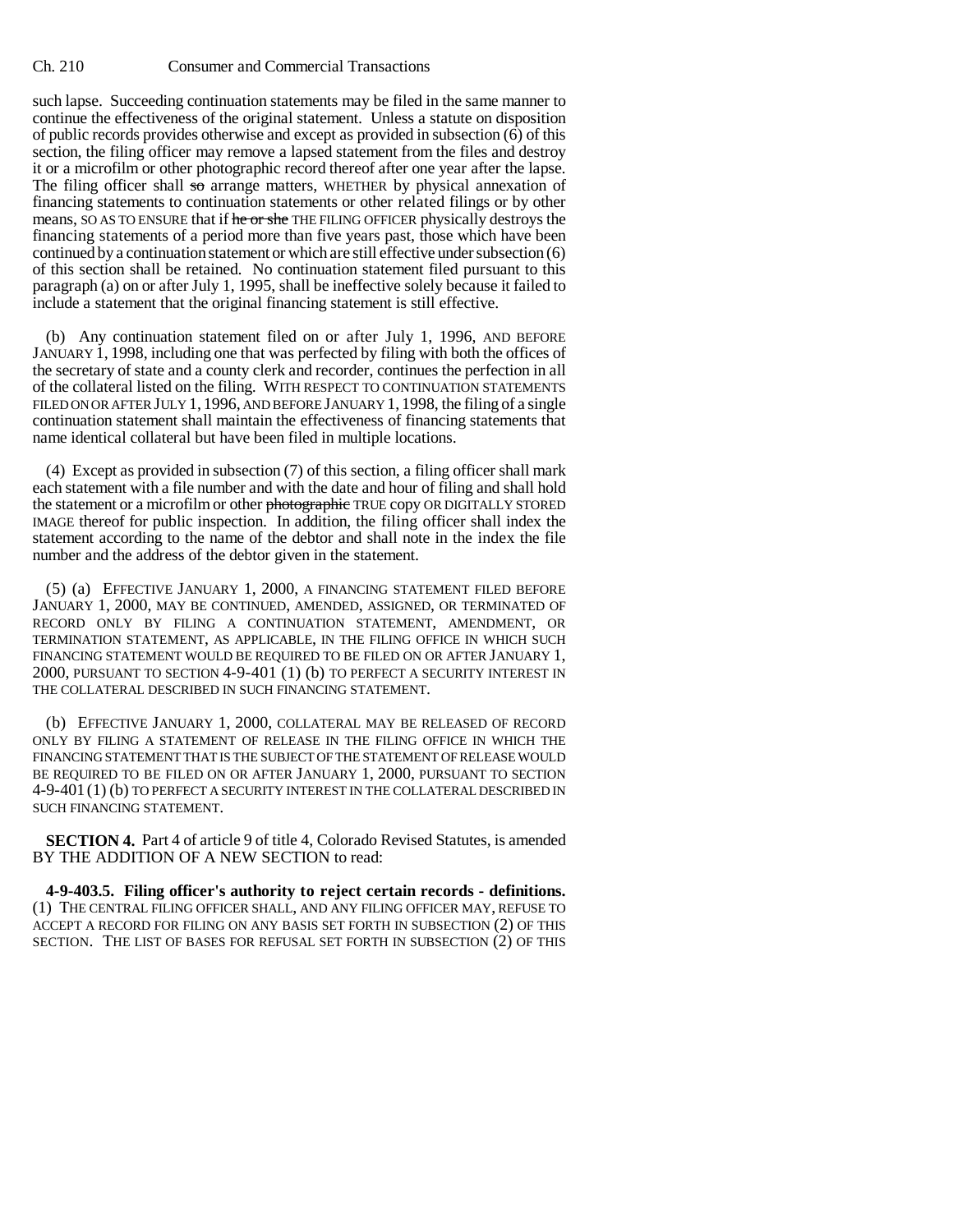such lapse. Succeeding continuation statements may be filed in the same manner to continue the effectiveness of the original statement. Unless a statute on disposition of public records provides otherwise and except as provided in subsection (6) of this section, the filing officer may remove a lapsed statement from the files and destroy it or a microfilm or other photographic record thereof after one year after the lapse. The filing officer shall ~~so~~ arrange matters, WHETHER by physical annexation of financing statements to continuation statements or other related filings or by other means, SO AS TO ENSURE that if ~~he or she~~ THE FILING OFFICER physically destroys the financing statements of a period more than five years past, those which have been continued by a continuation statement or which are still effective under subsection (6) of this section shall be retained. No continuation statement filed pursuant to this paragraph (a) on or after July 1, 1995, shall be ineffective solely because it failed to include a statement that the original financing statement is still effective.

(b) Any continuation statement filed on or after July 1, 1996, AND BEFORE JANUARY 1, 1998, including one that was perfected by filing with both the offices of the secretary of state and a county clerk and recorder, continues the perfection in all of the collateral listed on the filing. WITH RESPECT TO CONTINUATION STATEMENTS FILED ON OR AFTER JULY 1, 1996, AND BEFORE JANUARY 1, 1998, the filing of a single continuation statement shall maintain the effectiveness of financing statements that name identical collateral but have been filed in multiple locations.

(4) Except as provided in subsection (7) of this section, a filing officer shall mark each statement with a file number and with the date and hour of filing and shall hold the statement or a microfilm or other ~~photographic~~ TRUE copy OR DIGITALLY STORED IMAGE thereof for public inspection. In addition, the filing officer shall index the statement according to the name of the debtor and shall note in the index the file number and the address of the debtor given in the statement.

(5) (a) EFFECTIVE JANUARY 1, 2000, A FINANCING STATEMENT FILED BEFORE JANUARY 1, 2000, MAY BE CONTINUED, AMENDED, ASSIGNED, OR TERMINATED OF RECORD ONLY BY FILING A CONTINUATION STATEMENT, AMENDMENT, OR TERMINATION STATEMENT, AS APPLICABLE, IN THE FILING OFFICE IN WHICH SUCH FINANCING STATEMENT WOULD BE REQUIRED TO BE FILED ON OR AFTER JANUARY 1, 2000, PURSUANT TO SECTION 4-9-401 (1) (b) TO PERFECT A SECURITY INTEREST IN THE COLLATERAL DESCRIBED IN SUCH FINANCING STATEMENT.

(b) EFFECTIVE JANUARY 1, 2000, COLLATERAL MAY BE RELEASED OF RECORD ONLY BY FILING A STATEMENT OF RELEASE IN THE FILING OFFICE IN WHICH THE FINANCING STATEMENT THAT IS THE SUBJECT OF THE STATEMENT OF RELEASE WOULD BE REQUIRED TO BE FILED ON OR AFTER JANUARY 1, 2000, PURSUANT TO SECTION 4-9-401 (1) (b) TO PERFECT A SECURITY INTEREST IN THE COLLATERAL DESCRIBED IN SUCH FINANCING STATEMENT.

**SECTION 4.** Part 4 of article 9 of title 4, Colorado Revised Statutes, is amended BY THE ADDITION OF A NEW SECTION to read:

**4-9-403.5. Filing officer's authority to reject certain records - definitions.** (1) THE CENTRAL FILING OFFICER SHALL, AND ANY FILING OFFICER MAY, REFUSE TO ACCEPT A RECORD FOR FILING ON ANY BASIS SET FORTH IN SUBSECTION (2) OF THIS SECTION. THE LIST OF BASES FOR REFUSAL SET FORTH IN SUBSECTION (2) OF THIS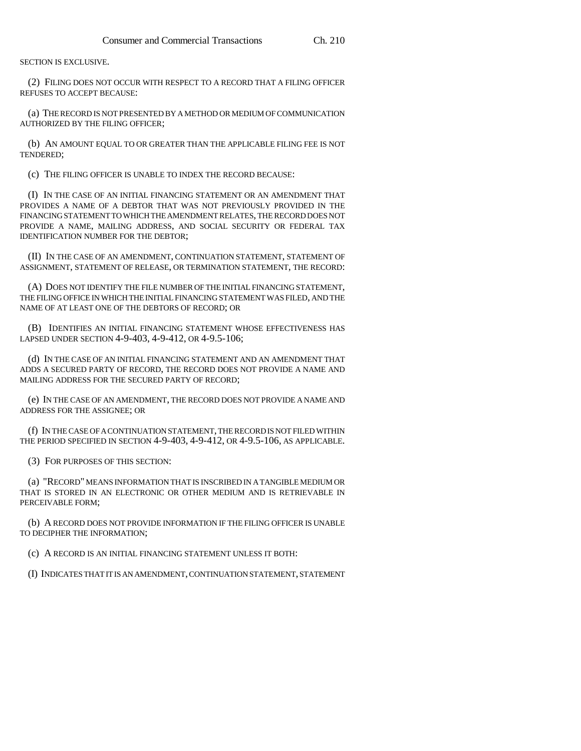SECTION IS EXCLUSIVE.

(2) FILING DOES NOT OCCUR WITH RESPECT TO A RECORD THAT A FILING OFFICER REFUSES TO ACCEPT BECAUSE:

(a) THE RECORD IS NOT PRESENTED BY A METHOD OR MEDIUM OF COMMUNICATION AUTHORIZED BY THE FILING OFFICER;

(b) AN AMOUNT EQUAL TO OR GREATER THAN THE APPLICABLE FILING FEE IS NOT TENDERED;

(c) THE FILING OFFICER IS UNABLE TO INDEX THE RECORD BECAUSE:

(I) IN THE CASE OF AN INITIAL FINANCING STATEMENT OR AN AMENDMENT THAT PROVIDES A NAME OF A DEBTOR THAT WAS NOT PREVIOUSLY PROVIDED IN THE FINANCING STATEMENT TO WHICH THE AMENDMENT RELATES, THE RECORD DOES NOT PROVIDE A NAME, MAILING ADDRESS, AND SOCIAL SECURITY OR FEDERAL TAX IDENTIFICATION NUMBER FOR THE DEBTOR;

(II) IN THE CASE OF AN AMENDMENT, CONTINUATION STATEMENT, STATEMENT OF ASSIGNMENT, STATEMENT OF RELEASE, OR TERMINATION STATEMENT, THE RECORD:

(A) DOES NOT IDENTIFY THE FILE NUMBER OF THE INITIAL FINANCING STATEMENT, THE FILING OFFICE IN WHICH THE INITIAL FINANCING STATEMENT WAS FILED, AND THE NAME OF AT LEAST ONE OF THE DEBTORS OF RECORD; OR

(B) IDENTIFIES AN INITIAL FINANCING STATEMENT WHOSE EFFECTIVENESS HAS LAPSED UNDER SECTION 4-9-403, 4-9-412, OR 4-9.5-106;

(d) IN THE CASE OF AN INITIAL FINANCING STATEMENT AND AN AMENDMENT THAT ADDS A SECURED PARTY OF RECORD, THE RECORD DOES NOT PROVIDE A NAME AND MAILING ADDRESS FOR THE SECURED PARTY OF RECORD;

(e) IN THE CASE OF AN AMENDMENT, THE RECORD DOES NOT PROVIDE A NAME AND ADDRESS FOR THE ASSIGNEE; OR

(f) IN THE CASE OF A CONTINUATION STATEMENT, THE RECORD IS NOT FILED WITHIN THE PERIOD SPECIFIED IN SECTION 4-9-403, 4-9-412, OR 4-9.5-106, AS APPLICABLE.

(3) FOR PURPOSES OF THIS SECTION:

(a) "RECORD" MEANS INFORMATION THAT IS INSCRIBED IN A TANGIBLE MEDIUM OR THAT IS STORED IN AN ELECTRONIC OR OTHER MEDIUM AND IS RETRIEVABLE IN PERCEIVABLE FORM;

(b) A RECORD DOES NOT PROVIDE INFORMATION IF THE FILING OFFICER IS UNABLE TO DECIPHER THE INFORMATION;

(c) A RECORD IS AN INITIAL FINANCING STATEMENT UNLESS IT BOTH:

(I) INDICATES THAT IT IS AN AMENDMENT, CONTINUATION STATEMENT, STATEMENT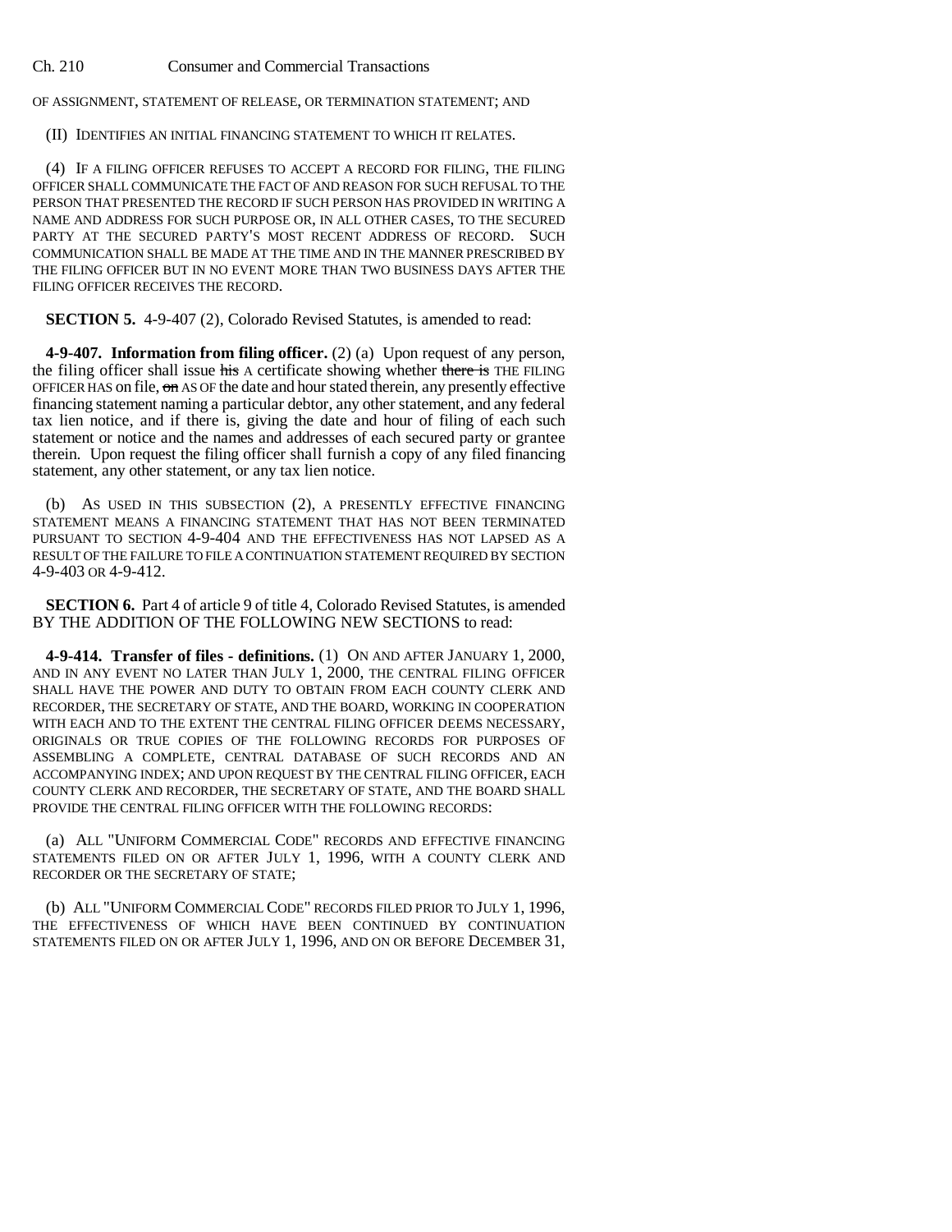OF ASSIGNMENT, STATEMENT OF RELEASE, OR TERMINATION STATEMENT; AND

(II) IDENTIFIES AN INITIAL FINANCING STATEMENT TO WHICH IT RELATES.

(4) IF A FILING OFFICER REFUSES TO ACCEPT A RECORD FOR FILING, THE FILING OFFICER SHALL COMMUNICATE THE FACT OF AND REASON FOR SUCH REFUSAL TO THE PERSON THAT PRESENTED THE RECORD IF SUCH PERSON HAS PROVIDED IN WRITING A NAME AND ADDRESS FOR SUCH PURPOSE OR, IN ALL OTHER CASES, TO THE SECURED PARTY AT THE SECURED PARTY'S MOST RECENT ADDRESS OF RECORD. SUCH COMMUNICATION SHALL BE MADE AT THE TIME AND IN THE MANNER PRESCRIBED BY THE FILING OFFICER BUT IN NO EVENT MORE THAN TWO BUSINESS DAYS AFTER THE FILING OFFICER RECEIVES THE RECORD.

**SECTION 5.** 4-9-407 (2), Colorado Revised Statutes, is amended to read:

**4-9-407. Information from filing officer.** (2) (a) Upon request of any person, the filing officer shall issue ~~his~~ A certificate showing whether ~~there is~~ THE FILING OFFICER HAS on file, ~~on~~ AS OF the date and hour stated therein, any presently effective financing statement naming a particular debtor, any other statement, and any federal tax lien notice, and if there is, giving the date and hour of filing of each such statement or notice and the names and addresses of each secured party or grantee therein. Upon request the filing officer shall furnish a copy of any filed financing statement, any other statement, or any tax lien notice.

(b) AS USED IN THIS SUBSECTION (2), A PRESENTLY EFFECTIVE FINANCING STATEMENT MEANS A FINANCING STATEMENT THAT HAS NOT BEEN TERMINATED PURSUANT TO SECTION 4-9-404 AND THE EFFECTIVENESS HAS NOT LAPSED AS A RESULT OF THE FAILURE TO FILE A CONTINUATION STATEMENT REQUIRED BY SECTION 4-9-403 OR 4-9-412.

**SECTION 6.** Part 4 of article 9 of title 4, Colorado Revised Statutes, is amended BY THE ADDITION OF THE FOLLOWING NEW SECTIONS to read:

**4-9-414. Transfer of files - definitions.** (1) ON AND AFTER JANUARY 1, 2000, AND IN ANY EVENT NO LATER THAN JULY 1, 2000, THE CENTRAL FILING OFFICER SHALL HAVE THE POWER AND DUTY TO OBTAIN FROM EACH COUNTY CLERK AND RECORDER, THE SECRETARY OF STATE, AND THE BOARD, WORKING IN COOPERATION WITH EACH AND TO THE EXTENT THE CENTRAL FILING OFFICER DEEMS NECESSARY, ORIGINALS OR TRUE COPIES OF THE FOLLOWING RECORDS FOR PURPOSES OF ASSEMBLING A COMPLETE, CENTRAL DATABASE OF SUCH RECORDS AND AN ACCOMPANYING INDEX; AND UPON REQUEST BY THE CENTRAL FILING OFFICER, EACH COUNTY CLERK AND RECORDER, THE SECRETARY OF STATE, AND THE BOARD SHALL PROVIDE THE CENTRAL FILING OFFICER WITH THE FOLLOWING RECORDS:

(a) ALL "UNIFORM COMMERCIAL CODE" RECORDS AND EFFECTIVE FINANCING STATEMENTS FILED ON OR AFTER JULY 1, 1996, WITH A COUNTY CLERK AND RECORDER OR THE SECRETARY OF STATE;

(b) ALL "UNIFORM COMMERCIAL CODE" RECORDS FILED PRIOR TO JULY 1, 1996, THE EFFECTIVENESS OF WHICH HAVE BEEN CONTINUED BY CONTINUATION STATEMENTS FILED ON OR AFTER JULY 1, 1996, AND ON OR BEFORE DECEMBER 31,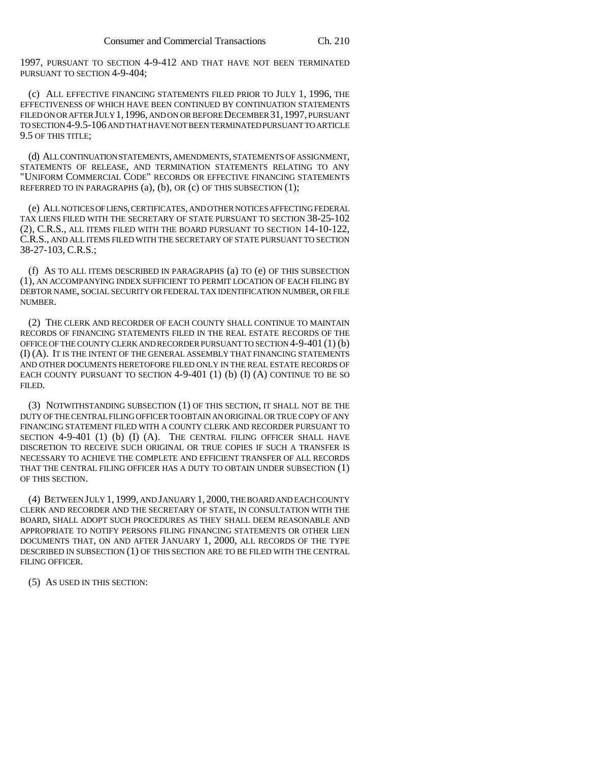1997, PURSUANT TO SECTION 4-9-412 AND THAT HAVE NOT BEEN TERMINATED PURSUANT TO SECTION 4-9-404;

(c) ALL EFFECTIVE FINANCING STATEMENTS FILED PRIOR TO JULY 1, 1996, THE EFFECTIVENESS OF WHICH HAVE BEEN CONTINUED BY CONTINUATION STATEMENTS FILED ON OR AFTER JULY 1, 1996, AND ON OR BEFORE DECEMBER 31, 1997, PURSUANT TO SECTION 4-9.5-106 AND THAT HAVE NOT BEEN TERMINATED PURSUANT TO ARTICLE 9.5 OF THIS TITLE;

(d) ALL CONTINUATION STATEMENTS, AMENDMENTS, STATEMENTS OF ASSIGNMENT, STATEMENTS OF RELEASE, AND TERMINATION STATEMENTS RELATING TO ANY "UNIFORM COMMERCIAL CODE" RECORDS OR EFFECTIVE FINANCING STATEMENTS REFERRED TO IN PARAGRAPHS (a), (b), OR (c) OF THIS SUBSECTION (1);

(e) ALL NOTICES OF LIENS, CERTIFICATES, AND OTHER NOTICES AFFECTING FEDERAL TAX LIENS FILED WITH THE SECRETARY OF STATE PURSUANT TO SECTION 38-25-102 (2), C.R.S., ALL ITEMS FILED WITH THE BOARD PURSUANT TO SECTION 14-10-122, C.R.S., AND ALL ITEMS FILED WITH THE SECRETARY OF STATE PURSUANT TO SECTION 38-27-103, C.R.S.;

(f) AS TO ALL ITEMS DESCRIBED IN PARAGRAPHS (a) TO (e) OF THIS SUBSECTION (1), AN ACCOMPANYING INDEX SUFFICIENT TO PERMIT LOCATION OF EACH FILING BY DEBTOR NAME, SOCIAL SECURITY OR FEDERAL TAX IDENTIFICATION NUMBER, OR FILE NUMBER.

(2) THE CLERK AND RECORDER OF EACH COUNTY SHALL CONTINUE TO MAINTAIN RECORDS OF FINANCING STATEMENTS FILED IN THE REAL ESTATE RECORDS OF THE OFFICE OF THE COUNTY CLERK AND RECORDER PURSUANT TO SECTION 4-9-401 (1) (b) (I) (A). IT IS THE INTENT OF THE GENERAL ASSEMBLY THAT FINANCING STATEMENTS AND OTHER DOCUMENTS HERETOFORE FILED ONLY IN THE REAL ESTATE RECORDS OF EACH COUNTY PURSUANT TO SECTION 4-9-401 (1) (b) (I) (A) CONTINUE TO BE SO FILED.

(3) NOTWITHSTANDING SUBSECTION (1) OF THIS SECTION, IT SHALL NOT BE THE DUTY OF THE CENTRAL FILING OFFICER TO OBTAIN AN ORIGINAL OR TRUE COPY OF ANY FINANCING STATEMENT FILED WITH A COUNTY CLERK AND RECORDER PURSUANT TO SECTION 4-9-401 (1) (b) (I) (A). THE CENTRAL FILING OFFICER SHALL HAVE DISCRETION TO RECEIVE SUCH ORIGINAL OR TRUE COPIES IF SUCH A TRANSFER IS NECESSARY TO ACHIEVE THE COMPLETE AND EFFICIENT TRANSFER OF ALL RECORDS THAT THE CENTRAL FILING OFFICER HAS A DUTY TO OBTAIN UNDER SUBSECTION (1) OF THIS SECTION.

(4) BETWEEN JULY 1, 1999, AND JANUARY 1, 2000, THE BOARD AND EACH COUNTY CLERK AND RECORDER AND THE SECRETARY OF STATE, IN CONSULTATION WITH THE BOARD, SHALL ADOPT SUCH PROCEDURES AS THEY SHALL DEEM REASONABLE AND APPROPRIATE TO NOTIFY PERSONS FILING FINANCING STATEMENTS OR OTHER LIEN DOCUMENTS THAT, ON AND AFTER JANUARY 1, 2000, ALL RECORDS OF THE TYPE DESCRIBED IN SUBSECTION (1) OF THIS SECTION ARE TO BE FILED WITH THE CENTRAL FILING OFFICER.

(5) AS USED IN THIS SECTION: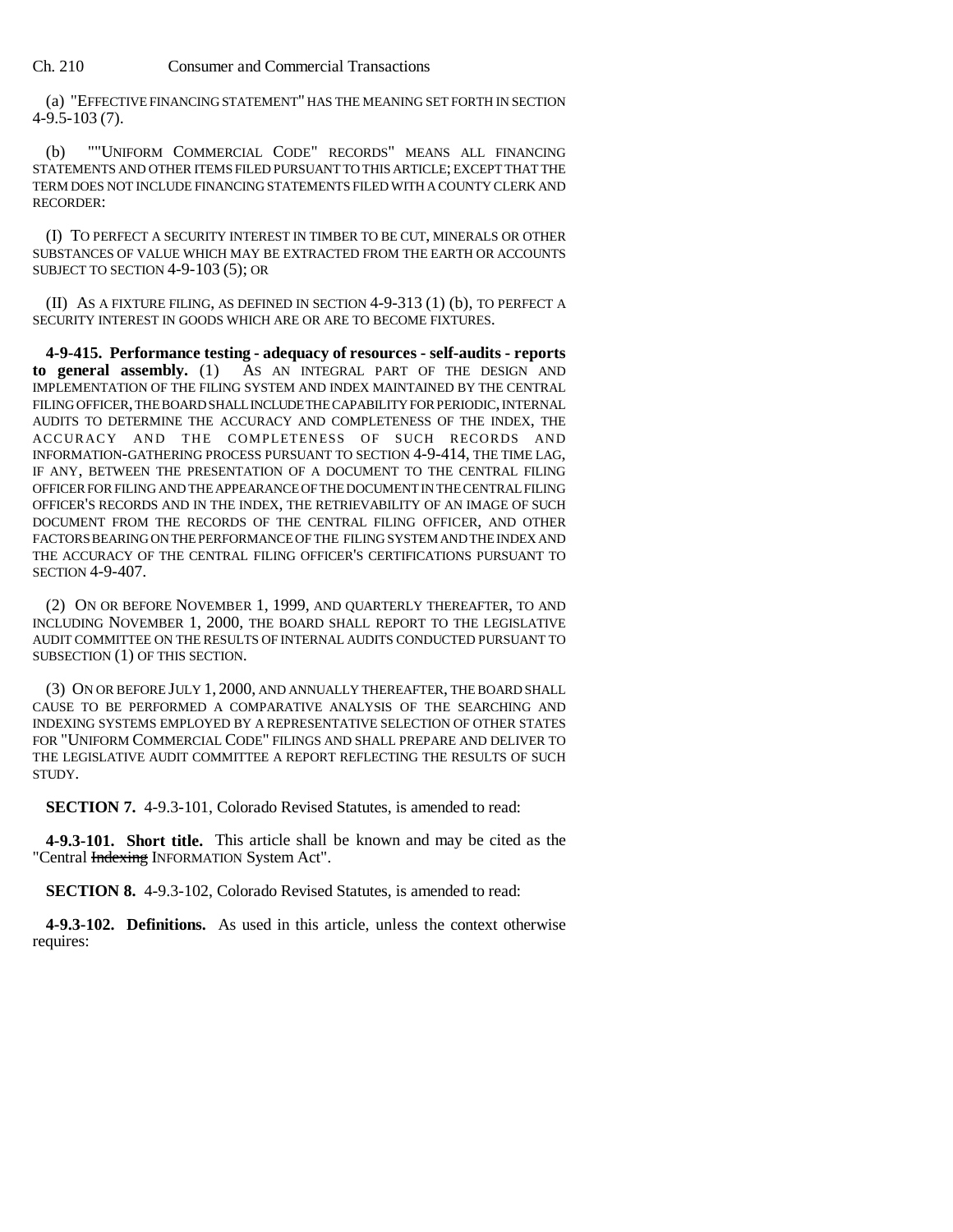(a) "EFFECTIVE FINANCING STATEMENT" HAS THE MEANING SET FORTH IN SECTION 4-9.5-103 (7).

(b) ""UNIFORM COMMERCIAL CODE" RECORDS" MEANS ALL FINANCING STATEMENTS AND OTHER ITEMS FILED PURSUANT TO THIS ARTICLE; EXCEPT THAT THE TERM DOES NOT INCLUDE FINANCING STATEMENTS FILED WITH A COUNTY CLERK AND RECORDER:

(I) TO PERFECT A SECURITY INTEREST IN TIMBER TO BE CUT, MINERALS OR OTHER SUBSTANCES OF VALUE WHICH MAY BE EXTRACTED FROM THE EARTH OR ACCOUNTS SUBJECT TO SECTION 4-9-103 (5); OR

(II) AS A FIXTURE FILING, AS DEFINED IN SECTION 4-9-313 (1) (b), TO PERFECT A SECURITY INTEREST IN GOODS WHICH ARE OR ARE TO BECOME FIXTURES.

**4-9-415. Performance testing - adequacy of resources - self-audits - reports to general assembly.** (1) AS AN INTEGRAL PART OF THE DESIGN AND IMPLEMENTATION OF THE FILING SYSTEM AND INDEX MAINTAINED BY THE CENTRAL FILING OFFICER, THE BOARD SHALL INCLUDE THE CAPABILITY FOR PERIODIC, INTERNAL AUDITS TO DETERMINE THE ACCURACY AND COMPLETENESS OF THE INDEX, THE ACCURACY AND THE COMPLETENESS OF SUCH RECORDS AND INFORMATION-GATHERING PROCESS PURSUANT TO SECTION 4-9-414, THE TIME LAG, IF ANY, BETWEEN THE PRESENTATION OF A DOCUMENT TO THE CENTRAL FILING OFFICER FOR FILING AND THE APPEARANCE OF THE DOCUMENT IN THE CENTRAL FILING OFFICER'S RECORDS AND IN THE INDEX, THE RETRIEVABILITY OF AN IMAGE OF SUCH DOCUMENT FROM THE RECORDS OF THE CENTRAL FILING OFFICER, AND OTHER FACTORS BEARING ON THE PERFORMANCE OF THE FILING SYSTEM AND THE INDEX AND THE ACCURACY OF THE CENTRAL FILING OFFICER'S CERTIFICATIONS PURSUANT TO SECTION 4-9-407.

(2) ON OR BEFORE NOVEMBER 1, 1999, AND QUARTERLY THEREAFTER, TO AND INCLUDING NOVEMBER 1, 2000, THE BOARD SHALL REPORT TO THE LEGISLATIVE AUDIT COMMITTEE ON THE RESULTS OF INTERNAL AUDITS CONDUCTED PURSUANT TO SUBSECTION (1) OF THIS SECTION.

(3) ON OR BEFORE JULY 1, 2000, AND ANNUALLY THEREAFTER, THE BOARD SHALL CAUSE TO BE PERFORMED A COMPARATIVE ANALYSIS OF THE SEARCHING AND INDEXING SYSTEMS EMPLOYED BY A REPRESENTATIVE SELECTION OF OTHER STATES FOR "UNIFORM COMMERCIAL CODE" FILINGS AND SHALL PREPARE AND DELIVER TO THE LEGISLATIVE AUDIT COMMITTEE A REPORT REFLECTING THE RESULTS OF SUCH STUDY.

**SECTION 7.** 4-9.3-101, Colorado Revised Statutes, is amended to read:

**4-9.3-101. Short title.** This article shall be known and may be cited as the "Central ~~Indexing~~ INFORMATION System Act".

**SECTION 8.** 4-9.3-102, Colorado Revised Statutes, is amended to read:

**4-9.3-102. Definitions.** As used in this article, unless the context otherwise requires: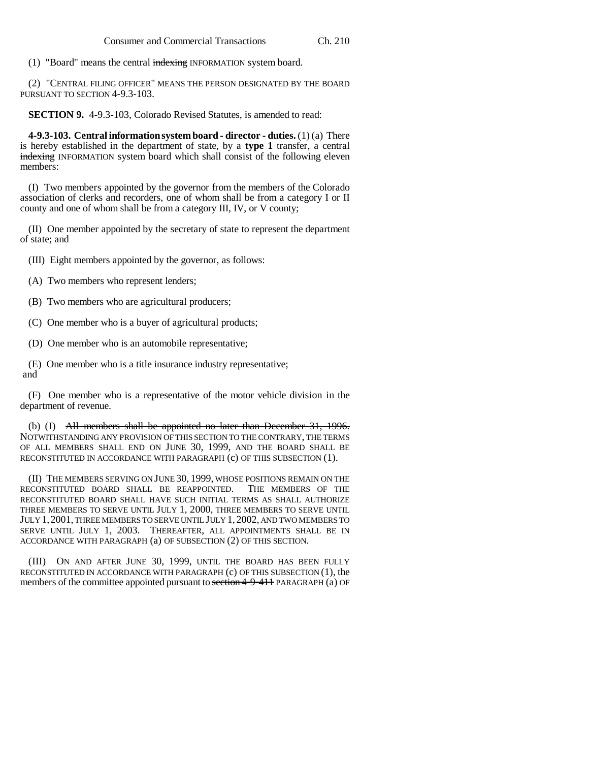(1) "Board" means the central ~~indexing~~ INFORMATION system board.

(2) "CENTRAL FILING OFFICER" MEANS THE PERSON DESIGNATED BY THE BOARD PURSUANT TO SECTION 4-9.3-103.

**SECTION 9.** 4-9.3-103, Colorado Revised Statutes, is amended to read:

**4-9.3-103. Central information system board - director - duties.** (1) (a) There is hereby established in the department of state, by a **type 1** transfer, a central ~~indexing~~ INFORMATION system board which shall consist of the following eleven members:

(I) Two members appointed by the governor from the members of the Colorado association of clerks and recorders, one of whom shall be from a category I or II county and one of whom shall be from a category III, IV, or V county;

(II) One member appointed by the secretary of state to represent the department of state; and

(III) Eight members appointed by the governor, as follows:

(A) Two members who represent lenders;

(B) Two members who are agricultural producers;

(C) One member who is a buyer of agricultural products;

(D) One member who is an automobile representative;

(E) One member who is a title insurance industry representative; and

(F) One member who is a representative of the motor vehicle division in the department of revenue.

(b) (I) ~~All members shall be appointed no later than December 31, 1996.~~ NOTWITHSTANDING ANY PROVISION OF THIS SECTION TO THE CONTRARY, THE TERMS OF ALL MEMBERS SHALL END ON JUNE 30, 1999, AND THE BOARD SHALL BE RECONSTITUTED IN ACCORDANCE WITH PARAGRAPH (c) OF THIS SUBSECTION (1).

(II) THE MEMBERS SERVING ON JUNE 30, 1999, WHOSE POSITIONS REMAIN ON THE RECONSTITUTED BOARD SHALL BE REAPPOINTED. THE MEMBERS OF THE RECONSTITUTED BOARD SHALL HAVE SUCH INITIAL TERMS AS SHALL AUTHORIZE THREE MEMBERS TO SERVE UNTIL JULY 1, 2000, THREE MEMBERS TO SERVE UNTIL JULY 1, 2001, THREE MEMBERS TO SERVE UNTIL JULY 1, 2002, AND TWO MEMBERS TO SERVE UNTIL JULY 1, 2003. THEREAFTER, ALL APPOINTMENTS SHALL BE IN ACCORDANCE WITH PARAGRAPH (a) OF SUBSECTION (2) OF THIS SECTION.

(III) ON AND AFTER JUNE 30, 1999, UNTIL THE BOARD HAS BEEN FULLY RECONSTITUTED IN ACCORDANCE WITH PARAGRAPH (c) OF THIS SUBSECTION (1), the members of the committee appointed pursuant to ~~section 4-9-411~~ PARAGRAPH (a) OF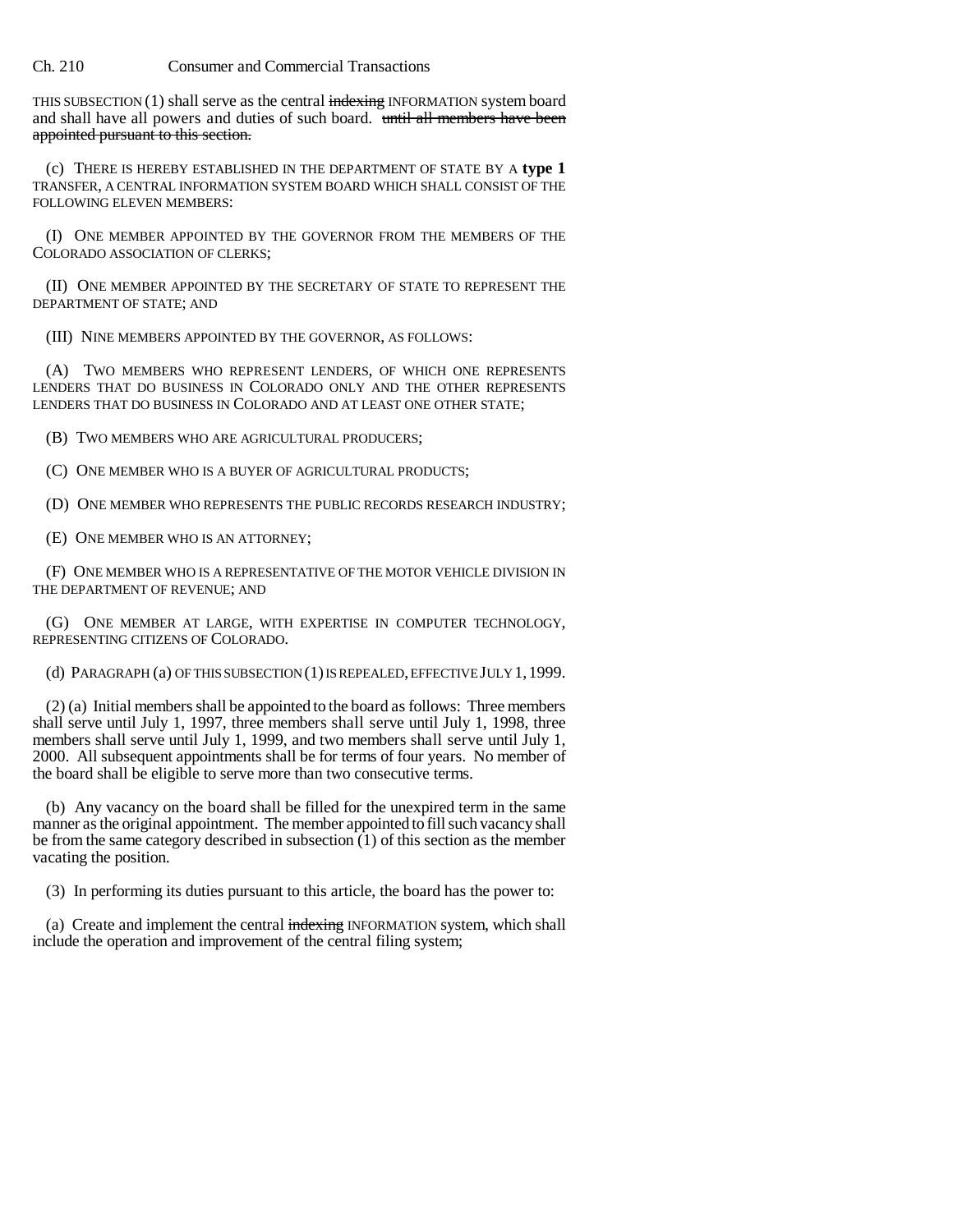THIS SUBSECTION (1) shall serve as the central ~~indexing~~ INFORMATION system board and shall have all powers and duties of such board. ~~until all members have been appointed pursuant to this section.~~

(c) THERE IS HEREBY ESTABLISHED IN THE DEPARTMENT OF STATE BY A **type 1** TRANSFER, A CENTRAL INFORMATION SYSTEM BOARD WHICH SHALL CONSIST OF THE FOLLOWING ELEVEN MEMBERS:

(I) ONE MEMBER APPOINTED BY THE GOVERNOR FROM THE MEMBERS OF THE COLORADO ASSOCIATION OF CLERKS;

(II) ONE MEMBER APPOINTED BY THE SECRETARY OF STATE TO REPRESENT THE DEPARTMENT OF STATE; AND

(III) NINE MEMBERS APPOINTED BY THE GOVERNOR, AS FOLLOWS:

(A) TWO MEMBERS WHO REPRESENT LENDERS, OF WHICH ONE REPRESENTS LENDERS THAT DO BUSINESS IN COLORADO ONLY AND THE OTHER REPRESENTS LENDERS THAT DO BUSINESS IN COLORADO AND AT LEAST ONE OTHER STATE;

(B) TWO MEMBERS WHO ARE AGRICULTURAL PRODUCERS;

(C) ONE MEMBER WHO IS A BUYER OF AGRICULTURAL PRODUCTS;

(D) ONE MEMBER WHO REPRESENTS THE PUBLIC RECORDS RESEARCH INDUSTRY;

(E) ONE MEMBER WHO IS AN ATTORNEY;

(F) ONE MEMBER WHO IS A REPRESENTATIVE OF THE MOTOR VEHICLE DIVISION IN THE DEPARTMENT OF REVENUE; AND

(G) ONE MEMBER AT LARGE, WITH EXPERTISE IN COMPUTER TECHNOLOGY, REPRESENTING CITIZENS OF COLORADO.

(d) PARAGRAPH (a) OF THIS SUBSECTION (1) IS REPEALED, EFFECTIVE JULY 1, 1999.

(2) (a) Initial members shall be appointed to the board as follows: Three members shall serve until July 1, 1997, three members shall serve until July 1, 1998, three members shall serve until July 1, 1999, and two members shall serve until July 1, 2000. All subsequent appointments shall be for terms of four years. No member of the board shall be eligible to serve more than two consecutive terms.

(b) Any vacancy on the board shall be filled for the unexpired term in the same manner as the original appointment. The member appointed to fill such vacancy shall be from the same category described in subsection (1) of this section as the member vacating the position.

(3) In performing its duties pursuant to this article, the board has the power to:

(a) Create and implement the central ~~indexing~~ INFORMATION system, which shall include the operation and improvement of the central filing system;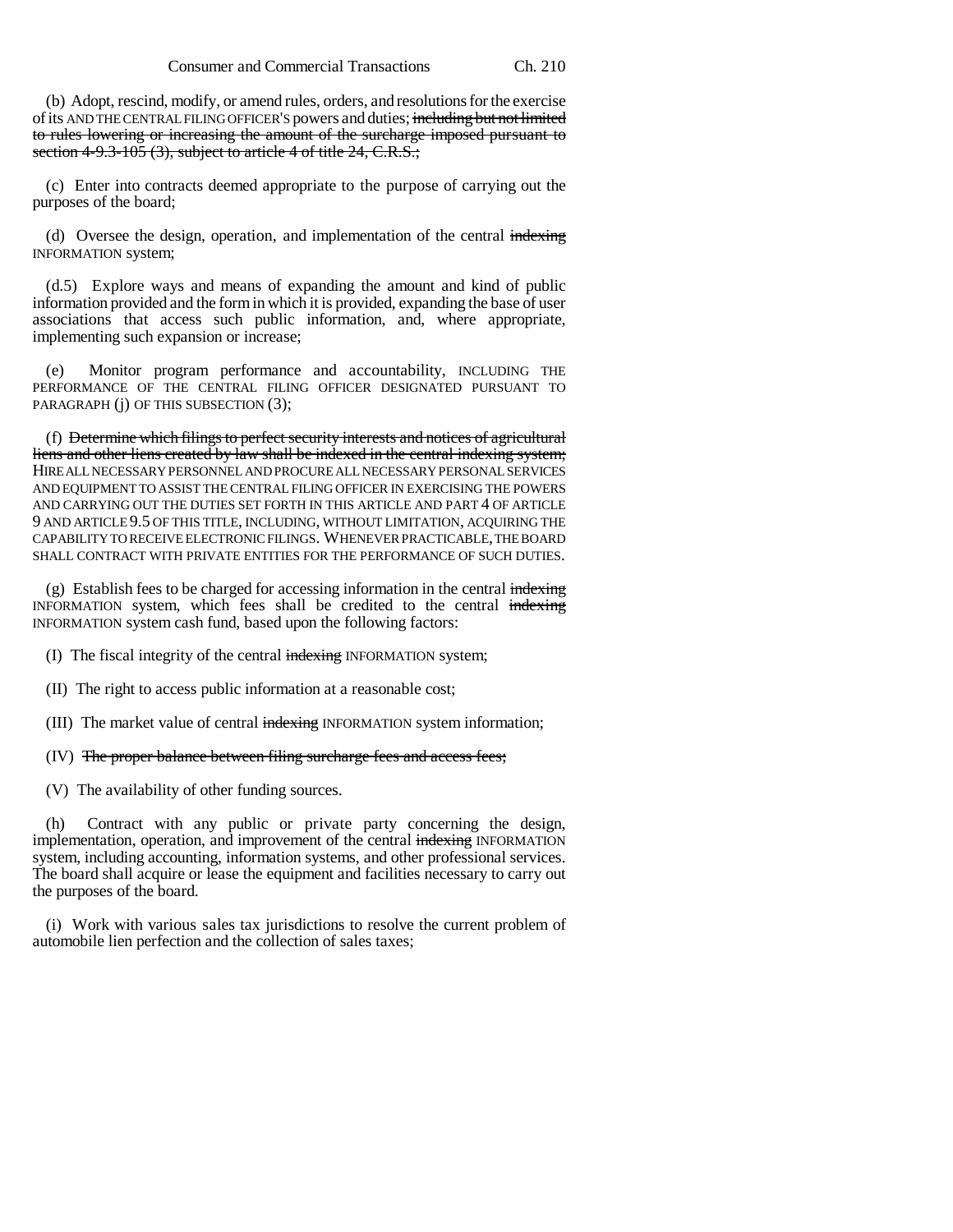(b) Adopt, rescind, modify, or amend rules, orders, and resolutions for the exercise of its AND THE CENTRAL FILING OFFICER'S powers and duties; ~~including but not limited to rules lowering or increasing the amount of the surcharge imposed pursuant to section 4-9.3-105 (3), subject to article 4 of title 24, C.R.S.;~~

(c) Enter into contracts deemed appropriate to the purpose of carrying out the purposes of the board;

(d) Oversee the design, operation, and implementation of the central ~~indexing~~ INFORMATION system;

(d.5) Explore ways and means of expanding the amount and kind of public information provided and the form in which it is provided, expanding the base of user associations that access such public information, and, where appropriate, implementing such expansion or increase;

(e) Monitor program performance and accountability, INCLUDING THE PERFORMANCE OF THE CENTRAL FILING OFFICER DESIGNATED PURSUANT TO PARAGRAPH (j) OF THIS SUBSECTION (3);

(f) ~~Determine which filings to perfect security interests and notices of agricultural liens and other liens created by law shall be indexed in the central indexing system;~~ HIRE ALL NECESSARY PERSONNEL AND PROCURE ALL NECESSARY PERSONAL SERVICES AND EQUIPMENT TO ASSIST THE CENTRAL FILING OFFICER IN EXERCISING THE POWERS AND CARRYING OUT THE DUTIES SET FORTH IN THIS ARTICLE AND PART 4 OF ARTICLE 9 AND ARTICLE 9.5 OF THIS TITLE, INCLUDING, WITHOUT LIMITATION, ACQUIRING THE CAPABILITY TO RECEIVE ELECTRONIC FILINGS. WHENEVER PRACTICABLE, THE BOARD SHALL CONTRACT WITH PRIVATE ENTITIES FOR THE PERFORMANCE OF SUCH DUTIES.

(g) Establish fees to be charged for accessing information in the central ~~indexing~~ INFORMATION system, which fees shall be credited to the central ~~indexing~~ INFORMATION system cash fund, based upon the following factors:

(I) The fiscal integrity of the central ~~indexing~~ INFORMATION system;

(II) The right to access public information at a reasonable cost;

(III) The market value of central ~~indexing~~ INFORMATION system information;

(IV) ~~The proper balance between filing surcharge fees and access fees;~~

(V) The availability of other funding sources.

(h) Contract with any public or private party concerning the design, implementation, operation, and improvement of the central ~~indexing~~ INFORMATION system, including accounting, information systems, and other professional services. The board shall acquire or lease the equipment and facilities necessary to carry out the purposes of the board.

(i) Work with various sales tax jurisdictions to resolve the current problem of automobile lien perfection and the collection of sales taxes;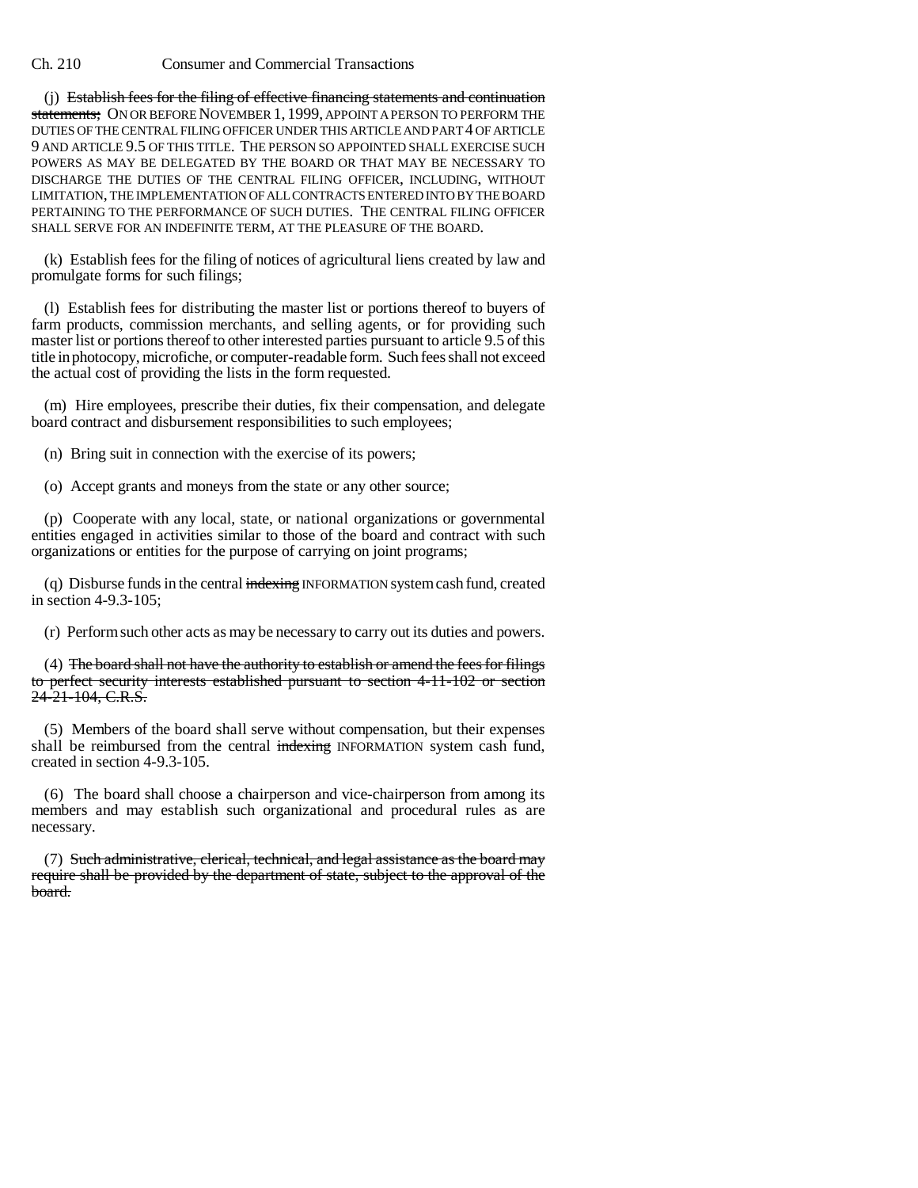(j) ~~Establish fees for the filing of effective financing statements and continuation statements;~~ ON OR BEFORE NOVEMBER 1, 1999, APPOINT A PERSON TO PERFORM THE DUTIES OF THE CENTRAL FILING OFFICER UNDER THIS ARTICLE AND PART 4 OF ARTICLE 9 AND ARTICLE 9.5 OF THIS TITLE. THE PERSON SO APPOINTED SHALL EXERCISE SUCH POWERS AS MAY BE DELEGATED BY THE BOARD OR THAT MAY BE NECESSARY TO DISCHARGE THE DUTIES OF THE CENTRAL FILING OFFICER, INCLUDING, WITHOUT LIMITATION, THE IMPLEMENTATION OF ALL CONTRACTS ENTERED INTO BY THE BOARD PERTAINING TO THE PERFORMANCE OF SUCH DUTIES. THE CENTRAL FILING OFFICER SHALL SERVE FOR AN INDEFINITE TERM, AT THE PLEASURE OF THE BOARD.

(k) Establish fees for the filing of notices of agricultural liens created by law and promulgate forms for such filings;

(l) Establish fees for distributing the master list or portions thereof to buyers of farm products, commission merchants, and selling agents, or for providing such master list or portions thereof to other interested parties pursuant to article 9.5 of this title in photocopy, microfiche, or computer-readable form. Such fees shall not exceed the actual cost of providing the lists in the form requested.

(m) Hire employees, prescribe their duties, fix their compensation, and delegate board contract and disbursement responsibilities to such employees;

(n) Bring suit in connection with the exercise of its powers;

(o) Accept grants and moneys from the state or any other source;

(p) Cooperate with any local, state, or national organizations or governmental entities engaged in activities similar to those of the board and contract with such organizations or entities for the purpose of carrying on joint programs;

(q) Disburse funds in the central ~~indexing~~ INFORMATION system cash fund, created in section 4-9.3-105;

(r) Perform such other acts as may be necessary to carry out its duties and powers.

(4) ~~The board shall not have the authority to establish or amend the fees for filings to perfect security interests established pursuant to section 4-11-102 or section 24-21-104, C.R.S.~~

(5) Members of the board shall serve without compensation, but their expenses shall be reimbursed from the central ~~indexing~~ INFORMATION system cash fund, created in section 4-9.3-105.

(6) The board shall choose a chairperson and vice-chairperson from among its members and may establish such organizational and procedural rules as are necessary.

(7) ~~Such administrative, clerical, technical, and legal assistance as the board may require shall be provided by the department of state, subject to the approval of the board.~~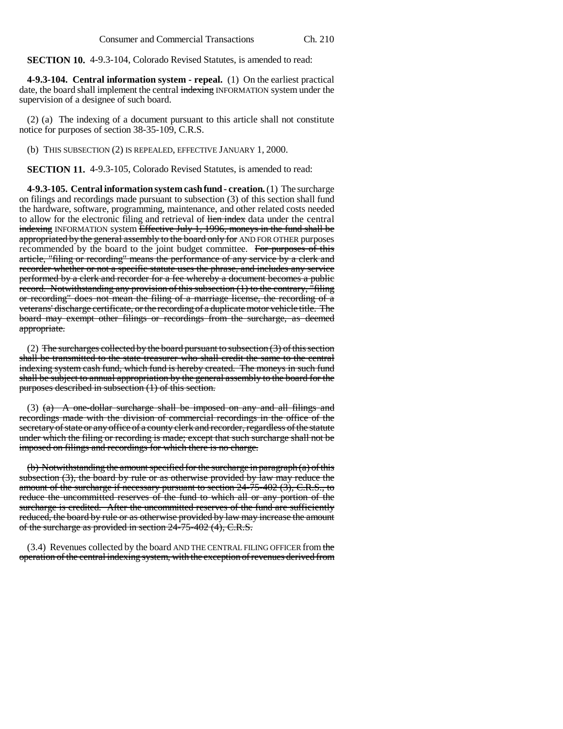**SECTION 10.** 4-9.3-104, Colorado Revised Statutes, is amended to read:

**4-9.3-104. Central information system - repeal.** (1) On the earliest practical date, the board shall implement the central ~~indexing~~ INFORMATION system under the supervision of a designee of such board.

(2) (a) The indexing of a document pursuant to this article shall not constitute notice for purposes of section 38-35-109, C.R.S.

(b) THIS SUBSECTION (2) IS REPEALED, EFFECTIVE JANUARY 1, 2000.

**SECTION 11.** 4-9.3-105, Colorado Revised Statutes, is amended to read:

**4-9.3-105. Central information system cash fund - creation.** (1) The surcharge on filings and recordings made pursuant to subsection (3) of this section shall fund the hardware, software, programming, maintenance, and other related costs needed to allow for the electronic filing and retrieval of ~~lien index~~ data under the central ~~indexing~~ INFORMATION system ~~Effective July 1, 1996, moneys in the fund shall be appropriated by the general assembly to the board only for~~ AND FOR OTHER purposes recommended by the board to the joint budget committee. ~~For purposes of this article, "filing or recording" means the performance of any service by a clerk and recorder whether or not a specific statute uses the phrase, and includes any service performed by a clerk and recorder for a fee whereby a document becomes a public record. Notwithstanding any provision of this subsection (1) to the contrary, "filing or recording" does not mean the filing of a marriage license, the recording of a veterans' discharge certificate, or the recording of a duplicate motor vehicle title. The board may exempt other filings or recordings from the surcharge, as deemed appropriate.~~

(2) ~~The surcharges collected by the board pursuant to subsection (3) of this section shall be transmitted to the state treasurer who shall credit the same to the central indexing system cash fund, which fund is hereby created. The moneys in such fund shall be subject to annual appropriation by the general assembly to the board for the purposes described in subsection (1) of this section.~~

(3) ~~(a) A one-dollar surcharge shall be imposed on any and all filings and recordings made with the division of commercial recordings in the office of the secretary of state or any office of a county clerk and recorder, regardless of the statute under which the filing or recording is made; except that such surcharge shall not be imposed on filings and recordings for which there is no charge.~~

~~(b) Notwithstanding the amount specified for the surcharge in paragraph (a) of this subsection (3), the board by rule or as otherwise provided by law may reduce the amount of the surcharge if necessary pursuant to section 24-75-402 (3), C.R.S., to reduce the uncommitted reserves of the fund to which all or any portion of the surcharge is credited. After the uncommitted reserves of the fund are sufficiently reduced, the board by rule or as otherwise provided by law may increase the amount of the surcharge as provided in section 24-75-402 (4), C.R.S.~~

(3.4) Revenues collected by the board AND THE CENTRAL FILING OFFICER from ~~the operation of the central indexing system, with the exception of revenues derived from~~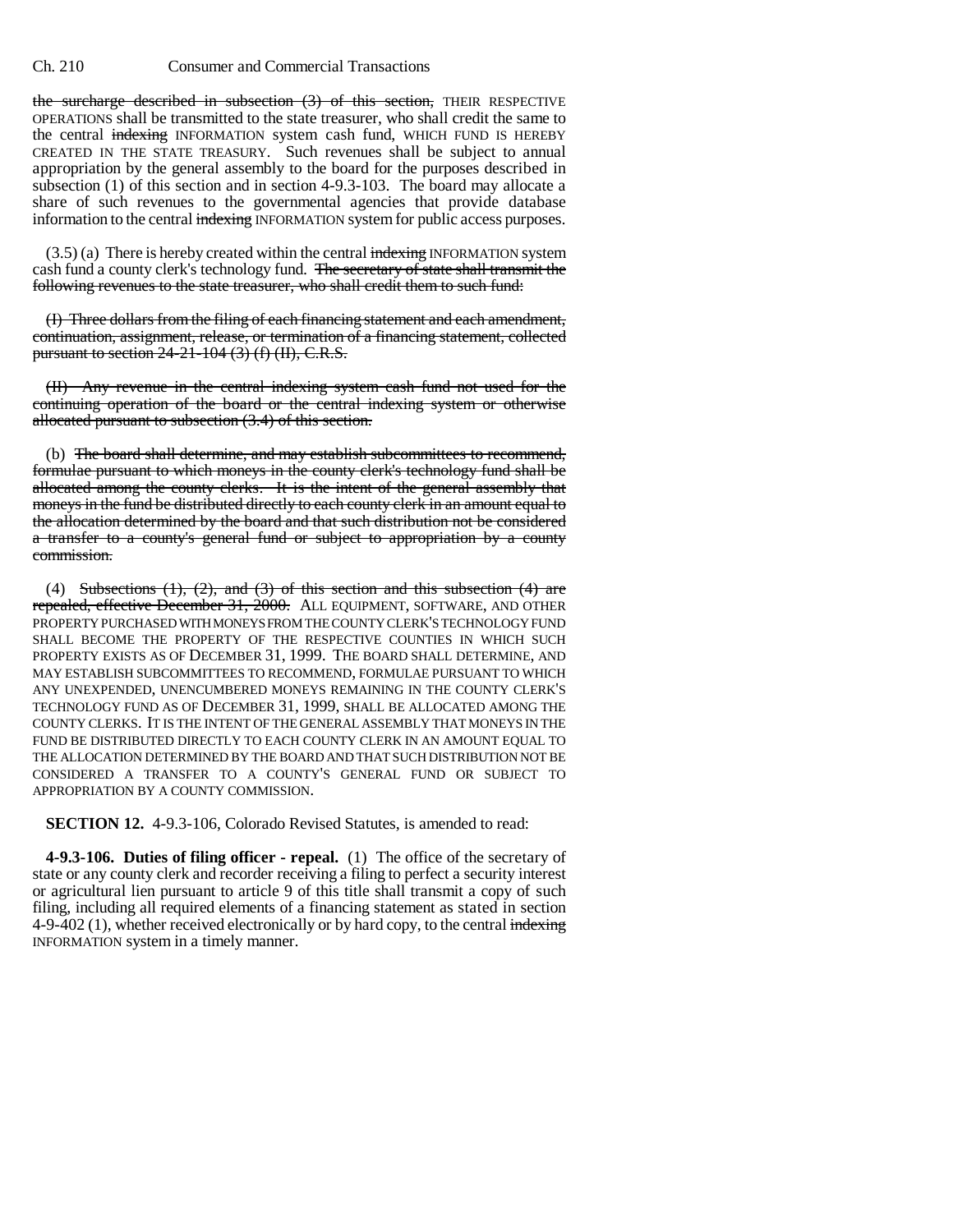the surcharge described in subsection (3) of this section, THEIR RESPECTIVE OPERATIONS shall be transmitted to the state treasurer, who shall credit the same to the central indexing INFORMATION system cash fund, WHICH FUND IS HEREBY CREATED IN THE STATE TREASURY. Such revenues shall be subject to annual appropriation by the general assembly to the board for the purposes described in subsection (1) of this section and in section 4-9.3-103. The board may allocate a share of such revenues to the governmental agencies that provide database information to the central indexing INFORMATION system for public access purposes.

(3.5) (a) There is hereby created within the central indexing INFORMATION system cash fund a county clerk's technology fund. The secretary of state shall transmit the following revenues to the state treasurer, who shall credit them to such fund:

(I) Three dollars from the filing of each financing statement and each amendment, continuation, assignment, release, or termination of a financing statement, collected pursuant to section 24-21-104 (3) (f) (II), C.R.S.

(II) Any revenue in the central indexing system cash fund not used for the continuing operation of the board or the central indexing system or otherwise allocated pursuant to subsection (3.4) of this section.

(b) The board shall determine, and may establish subcommittees to recommend, formulae pursuant to which moneys in the county clerk's technology fund shall be allocated among the county clerks. It is the intent of the general assembly that moneys in the fund be distributed directly to each county clerk in an amount equal to the allocation determined by the board and that such distribution not be considered a transfer to a county's general fund or subject to appropriation by a county commission.

(4) Subsections (1), (2), and (3) of this section and this subsection (4) are repealed, effective December 31, 2000. ALL EQUIPMENT, SOFTWARE, AND OTHER PROPERTY PURCHASED WITH MONEYS FROM THE COUNTY CLERK'S TECHNOLOGY FUND SHALL BECOME THE PROPERTY OF THE RESPECTIVE COUNTIES IN WHICH SUCH PROPERTY EXISTS AS OF DECEMBER 31, 1999. THE BOARD SHALL DETERMINE, AND MAY ESTABLISH SUBCOMMITTEES TO RECOMMEND, FORMULAE PURSUANT TO WHICH ANY UNEXPENDED, UNENCUMBERED MONEYS REMAINING IN THE COUNTY CLERK'S TECHNOLOGY FUND AS OF DECEMBER 31, 1999, SHALL BE ALLOCATED AMONG THE COUNTY CLERKS. IT IS THE INTENT OF THE GENERAL ASSEMBLY THAT MONEYS IN THE FUND BE DISTRIBUTED DIRECTLY TO EACH COUNTY CLERK IN AN AMOUNT EQUAL TO THE ALLOCATION DETERMINED BY THE BOARD AND THAT SUCH DISTRIBUTION NOT BE CONSIDERED A TRANSFER TO A COUNTY'S GENERAL FUND OR SUBJECT TO APPROPRIATION BY A COUNTY COMMISSION.

**SECTION 12.** 4-9.3-106, Colorado Revised Statutes, is amended to read:

**4-9.3-106. Duties of filing officer - repeal.** (1) The office of the secretary of state or any county clerk and recorder receiving a filing to perfect a security interest or agricultural lien pursuant to article 9 of this title shall transmit a copy of such filing, including all required elements of a financing statement as stated in section 4-9-402 (1), whether received electronically or by hard copy, to the central indexing INFORMATION system in a timely manner.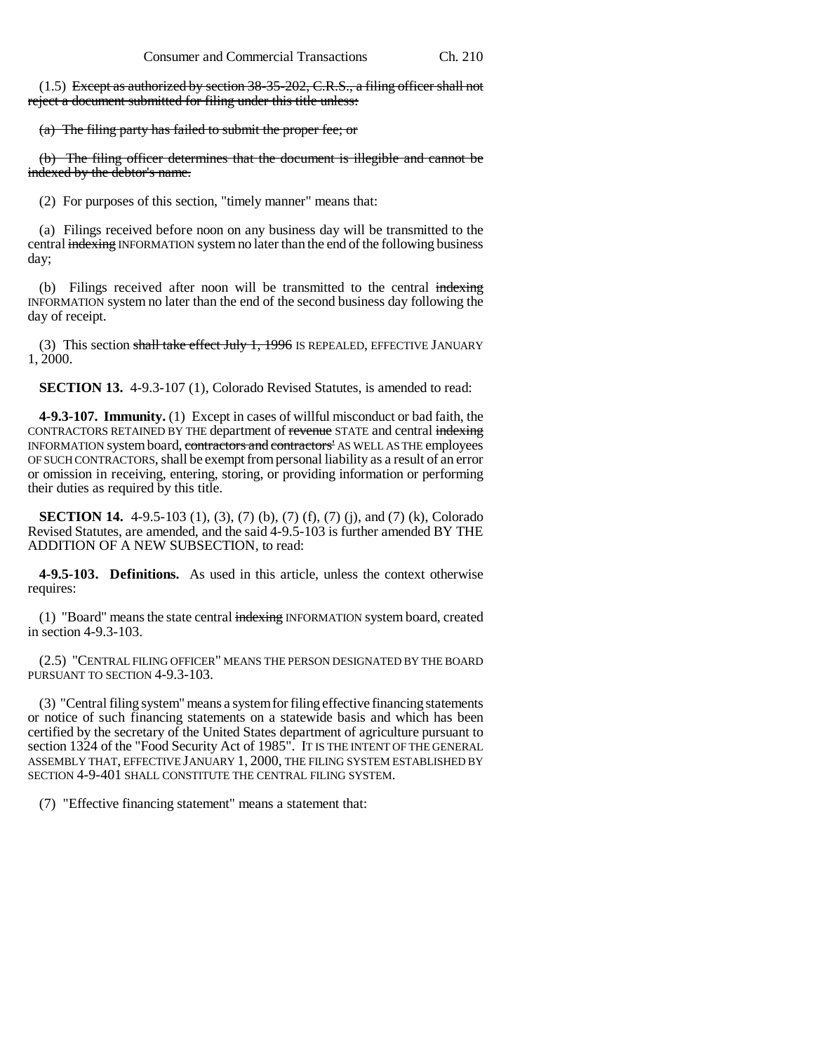(1.5) ~~Except as authorized by section 38-35-202, C.R.S., a filing officer shall not reject a document submitted for filing under this title unless:~~

~~(a) The filing party has failed to submit the proper fee; or~~

~~(b) The filing officer determines that the document is illegible and cannot be indexed by the debtor's name.~~

(2) For purposes of this section, "timely manner" means that:

(a) Filings received before noon on any business day will be transmitted to the central ~~indexing~~ INFORMATION system no later than the end of the following business day;

(b) Filings received after noon will be transmitted to the central ~~indexing~~ INFORMATION system no later than the end of the second business day following the day of receipt.

(3) This section ~~shall take effect July 1, 1996~~ IS REPEALED, EFFECTIVE JANUARY 1, 2000.

**SECTION 13.** 4-9.3-107 (1), Colorado Revised Statutes, is amended to read:

**4-9.3-107. Immunity.** (1) Except in cases of willful misconduct or bad faith, the CONTRACTORS RETAINED BY THE department of ~~revenue~~ STATE and central ~~indexing~~ INFORMATION system board, ~~contractors and contractors'~~ AS WELL AS THE employees OF SUCH CONTRACTORS, shall be exempt from personal liability as a result of an error or omission in receiving, entering, storing, or providing information or performing their duties as required by this title.

**SECTION 14.** 4-9.5-103 (1), (3), (7) (b), (7) (f), (7) (j), and (7) (k), Colorado Revised Statutes, are amended, and the said 4-9.5-103 is further amended BY THE ADDITION OF A NEW SUBSECTION, to read:

**4-9.5-103. Definitions.** As used in this article, unless the context otherwise requires:

(1) "Board" means the state central ~~indexing~~ INFORMATION system board, created in section 4-9.3-103.

(2.5) "CENTRAL FILING OFFICER" MEANS THE PERSON DESIGNATED BY THE BOARD PURSUANT TO SECTION 4-9.3-103.

(3) "Central filing system" means a system for filing effective financing statements or notice of such financing statements on a statewide basis and which has been certified by the secretary of the United States department of agriculture pursuant to section 1324 of the "Food Security Act of 1985". IT IS THE INTENT OF THE GENERAL ASSEMBLY THAT, EFFECTIVE JANUARY 1, 2000, THE FILING SYSTEM ESTABLISHED BY SECTION 4-9-401 SHALL CONSTITUTE THE CENTRAL FILING SYSTEM.

(7) "Effective financing statement" means a statement that: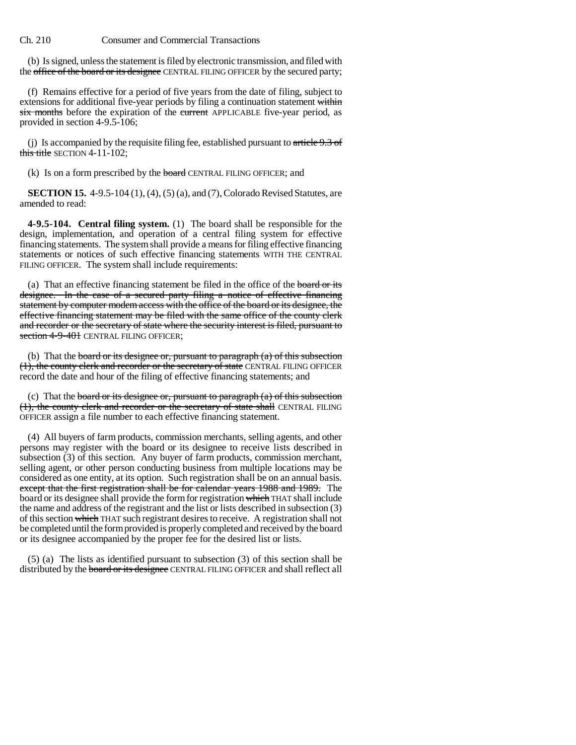(b) Is signed, unless the statement is filed by electronic transmission, and filed with the ~~office of the board or its designee~~ CENTRAL FILING OFFICER by the secured party;

(f) Remains effective for a period of five years from the date of filing, subject to extensions for additional five-year periods by filing a continuation statement ~~within six months~~ before the expiration of the ~~current~~ APPLICABLE five-year period, as provided in section 4-9.5-106;

(j) Is accompanied by the requisite filing fee, established pursuant to ~~article 9.3 of this title~~ SECTION 4-11-102;

(k) Is on a form prescribed by the ~~board~~ CENTRAL FILING OFFICER; and

**SECTION 15.** 4-9.5-104 (1), (4), (5) (a), and (7), Colorado Revised Statutes, are amended to read:

**4-9.5-104. Central filing system.** (1) The board shall be responsible for the design, implementation, and operation of a central filing system for effective financing statements. The system shall provide a means for filing effective financing statements or notices of such effective financing statements WITH THE CENTRAL FILING OFFICER. The system shall include requirements:

(a) That an effective financing statement be filed in the office of the ~~board or its designee. In the case of a secured party filing a notice of effective financing statement by computer modem access with the office of the board or its designee, the effective financing statement may be filed with the same office of the county clerk and recorder or the secretary of state where the security interest is filed, pursuant to section 4-9-401~~ CENTRAL FILING OFFICER;

(b) That the ~~board or its designee or, pursuant to paragraph (a) of this subsection (1), the county clerk and recorder or the secretary of state~~ CENTRAL FILING OFFICER record the date and hour of the filing of effective financing statements; and

(c) That the ~~board or its designee or, pursuant to paragraph (a) of this subsection (1), the county clerk and recorder or the secretary of state shall~~ CENTRAL FILING OFFICER assign a file number to each effective financing statement.

(4) All buyers of farm products, commission merchants, selling agents, and other persons may register with the board or its designee to receive lists described in subsection (3) of this section. Any buyer of farm products, commission merchant, selling agent, or other person conducting business from multiple locations may be considered as one entity, at its option. Such registration shall be on an annual basis. ~~except that the first registration shall be for calendar years 1988 and 1989.~~ The board or its designee shall provide the form for registration ~~which~~ THAT shall include the name and address of the registrant and the list or lists described in subsection (3) of this section ~~which~~ THAT such registrant desires to receive. A registration shall not be completed until the form provided is properly completed and received by the board or its designee accompanied by the proper fee for the desired list or lists.

(5) (a) The lists as identified pursuant to subsection (3) of this section shall be distributed by the ~~board or its designee~~ CENTRAL FILING OFFICER and shall reflect all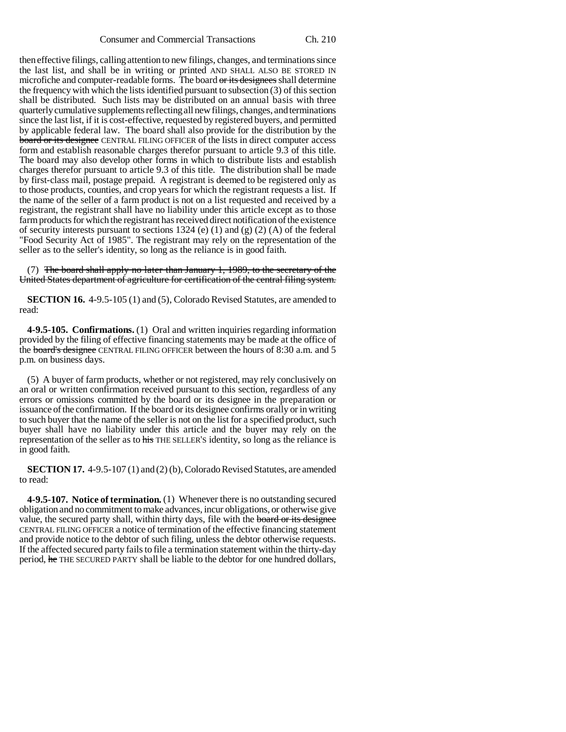then effective filings, calling attention to new filings, changes, and terminations since the last list, and shall be in writing or printed AND SHALL ALSO BE STORED IN microfiche and computer-readable forms. The board ~~or its designees~~ shall determine the frequency with which the lists identified pursuant to subsection (3) of this section shall be distributed. Such lists may be distributed on an annual basis with three quarterly cumulative supplements reflecting all new filings, changes, and terminations since the last list, if it is cost-effective, requested by registered buyers, and permitted by applicable federal law. The board shall also provide for the distribution by the ~~board or its designee~~ CENTRAL FILING OFFICER of the lists in direct computer access form and establish reasonable charges therefor pursuant to article 9.3 of this title. The board may also develop other forms in which to distribute lists and establish charges therefor pursuant to article 9.3 of this title. The distribution shall be made by first-class mail, postage prepaid. A registrant is deemed to be registered only as to those products, counties, and crop years for which the registrant requests a list. If the name of the seller of a farm product is not on a list requested and received by a registrant, the registrant shall have no liability under this article except as to those farm products for which the registrant has received direct notification of the existence of security interests pursuant to sections 1324 (e) (1) and (g) (2) (A) of the federal "Food Security Act of 1985". The registrant may rely on the representation of the seller as to the seller's identity, so long as the reliance is in good faith.

(7) ~~The board shall apply no later than January 1, 1989, to the secretary of the United States department of agriculture for certification of the central filing system.~~

**SECTION 16.** 4-9.5-105 (1) and (5), Colorado Revised Statutes, are amended to read:

**4-9.5-105. Confirmations.** (1) Oral and written inquiries regarding information provided by the filing of effective financing statements may be made at the office of the ~~board's designee~~ CENTRAL FILING OFFICER between the hours of 8:30 a.m. and 5 p.m. on business days.

(5) A buyer of farm products, whether or not registered, may rely conclusively on an oral or written confirmation received pursuant to this section, regardless of any errors or omissions committed by the board or its designee in the preparation or issuance of the confirmation. If the board or its designee confirms orally or in writing to such buyer that the name of the seller is not on the list for a specified product, such buyer shall have no liability under this article and the buyer may rely on the representation of the seller as to ~~his~~ THE SELLER'S identity, so long as the reliance is in good faith.

**SECTION 17.** 4-9.5-107 (1) and (2) (b), Colorado Revised Statutes, are amended to read:

**4-9.5-107. Notice of termination.** (1) Whenever there is no outstanding secured obligation and no commitment to make advances, incur obligations, or otherwise give value, the secured party shall, within thirty days, file with the ~~board or its designee~~ CENTRAL FILING OFFICER a notice of termination of the effective financing statement and provide notice to the debtor of such filing, unless the debtor otherwise requests. If the affected secured party fails to file a termination statement within the thirty-day period, ~~he~~ THE SECURED PARTY shall be liable to the debtor for one hundred dollars,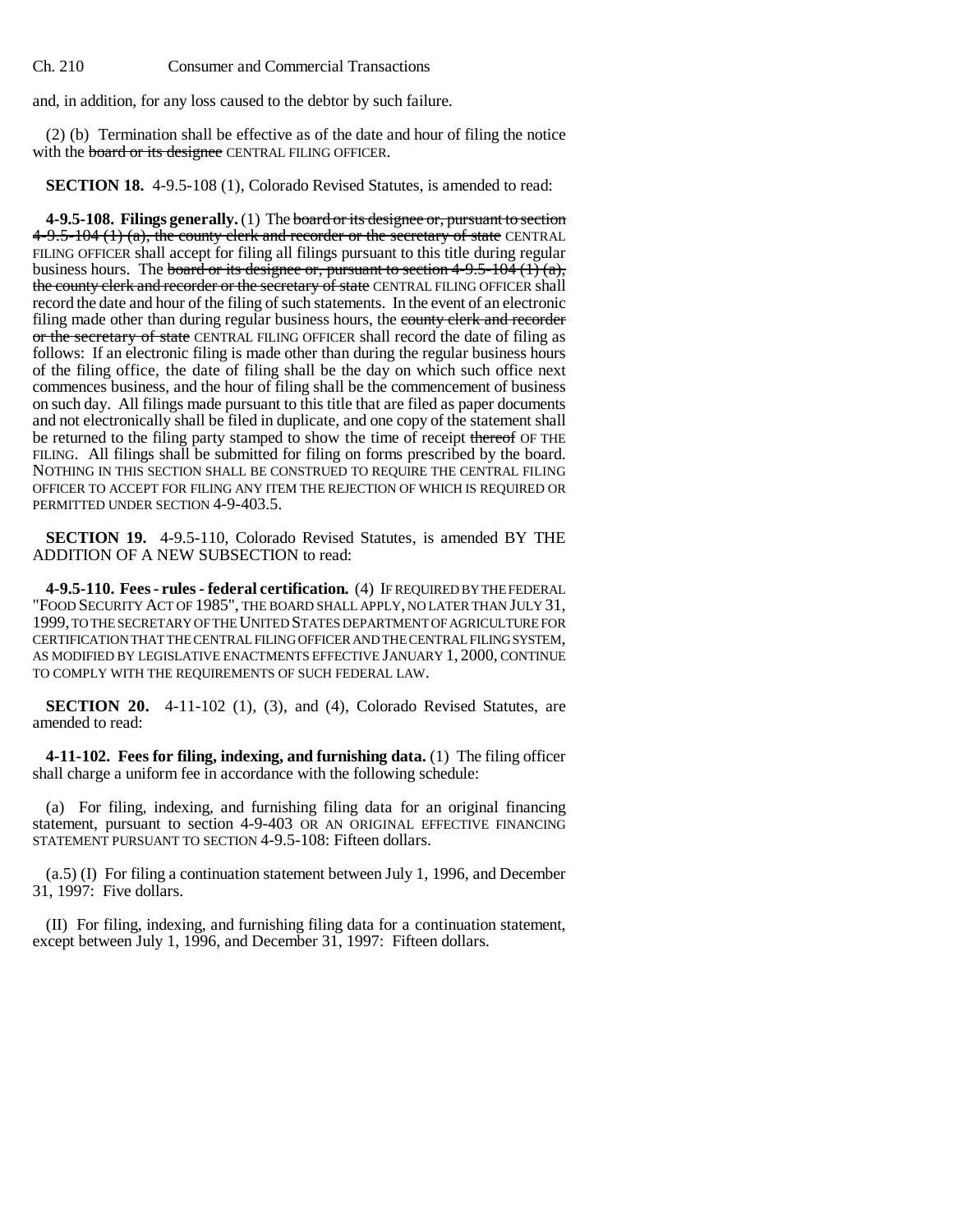and, in addition, for any loss caused to the debtor by such failure.

(2) (b) Termination shall be effective as of the date and hour of filing the notice with the ~~board or its designee~~ CENTRAL FILING OFFICER.

**SECTION 18.** 4-9.5-108 (1), Colorado Revised Statutes, is amended to read:

**4-9.5-108. Filings generally.** (1) The ~~board or its designee or, pursuant to section 4-9.5-104 (1) (a), the county clerk and recorder or the secretary of state~~ CENTRAL FILING OFFICER shall accept for filing all filings pursuant to this title during regular business hours. The ~~board or its designee or, pursuant to section 4-9.5-104 (1) (a), the county clerk and recorder or the secretary of state~~ CENTRAL FILING OFFICER shall record the date and hour of the filing of such statements. In the event of an electronic filing made other than during regular business hours, the ~~county clerk and recorder or the secretary of state~~ CENTRAL FILING OFFICER shall record the date of filing as follows: If an electronic filing is made other than during the regular business hours of the filing office, the date of filing shall be the day on which such office next commences business, and the hour of filing shall be the commencement of business on such day. All filings made pursuant to this title that are filed as paper documents and not electronically shall be filed in duplicate, and one copy of the statement shall be returned to the filing party stamped to show the time of receipt ~~thereof~~ OF THE FILING. All filings shall be submitted for filing on forms prescribed by the board. NOTHING IN THIS SECTION SHALL BE CONSTRUED TO REQUIRE THE CENTRAL FILING OFFICER TO ACCEPT FOR FILING ANY ITEM THE REJECTION OF WHICH IS REQUIRED OR PERMITTED UNDER SECTION 4-9-403.5.

**SECTION 19.** 4-9.5-110, Colorado Revised Statutes, is amended BY THE ADDITION OF A NEW SUBSECTION to read:

**4-9.5-110. Fees - rules - federal certification.** (4) IF REQUIRED BY THE FEDERAL "FOOD SECURITY ACT OF 1985", THE BOARD SHALL APPLY, NO LATER THAN JULY 31, 1999, TO THE SECRETARY OF THE UNITED STATES DEPARTMENT OF AGRICULTURE FOR CERTIFICATION THAT THE CENTRAL FILING OFFICER AND THE CENTRAL FILING SYSTEM, AS MODIFIED BY LEGISLATIVE ENACTMENTS EFFECTIVE JANUARY 1, 2000, CONTINUE TO COMPLY WITH THE REQUIREMENTS OF SUCH FEDERAL LAW.

**SECTION 20.** 4-11-102 (1), (3), and (4), Colorado Revised Statutes, are amended to read:

**4-11-102. Fees for filing, indexing, and furnishing data.** (1) The filing officer shall charge a uniform fee in accordance with the following schedule:

(a) For filing, indexing, and furnishing filing data for an original financing statement, pursuant to section 4-9-403 OR AN ORIGINAL EFFECTIVE FINANCING STATEMENT PURSUANT TO SECTION 4-9.5-108: Fifteen dollars.

(a.5) (I) For filing a continuation statement between July 1, 1996, and December 31, 1997: Five dollars.

(II) For filing, indexing, and furnishing filing data for a continuation statement, except between July 1, 1996, and December 31, 1997: Fifteen dollars.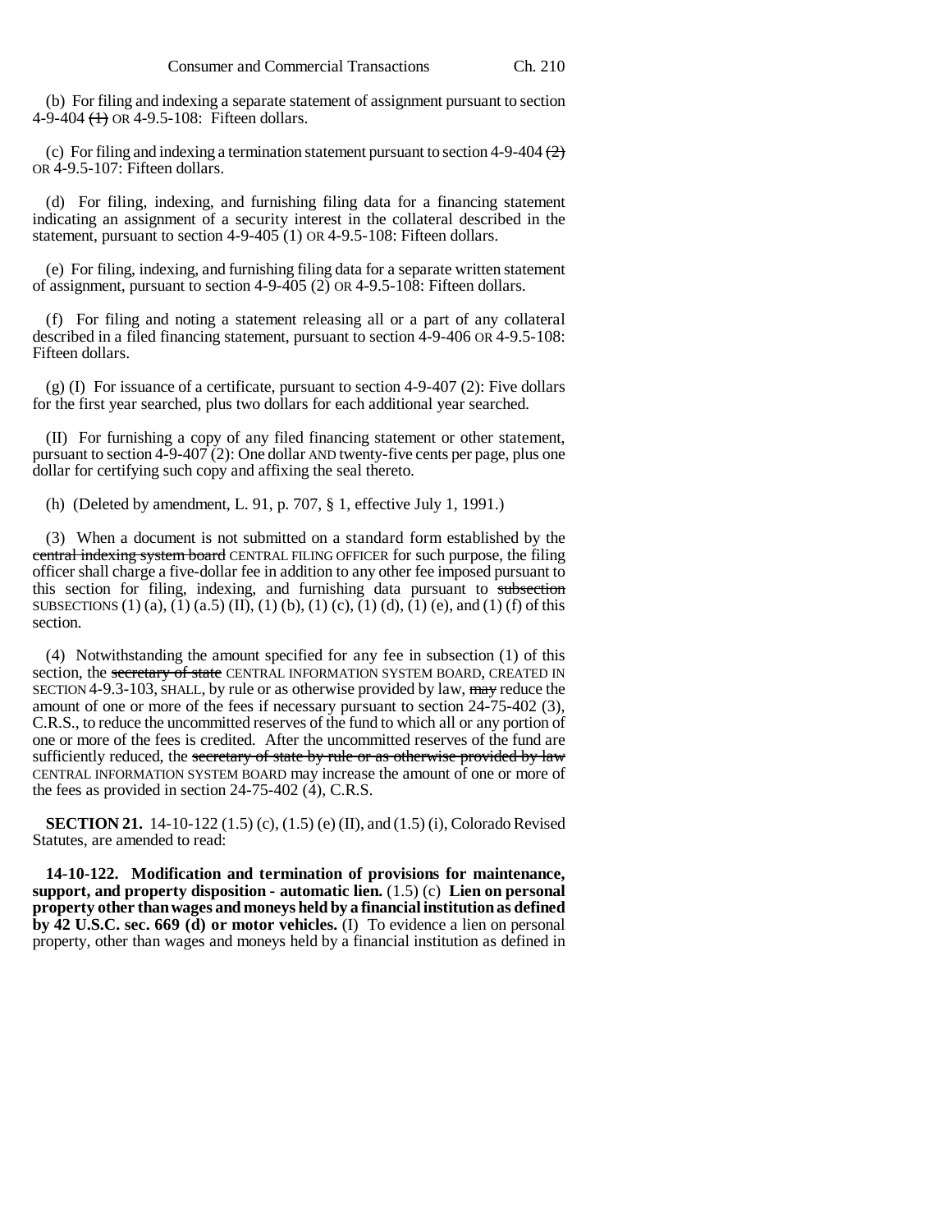(b) For filing and indexing a separate statement of assignment pursuant to section 4-9-404 (1) OR 4-9.5-108: Fifteen dollars.

(c) For filing and indexing a termination statement pursuant to section 4-9-404 (2) OR 4-9.5-107: Fifteen dollars.

(d) For filing, indexing, and furnishing filing data for a financing statement indicating an assignment of a security interest in the collateral described in the statement, pursuant to section 4-9-405 (1) OR 4-9.5-108: Fifteen dollars.

(e) For filing, indexing, and furnishing filing data for a separate written statement of assignment, pursuant to section 4-9-405 (2) OR 4-9.5-108: Fifteen dollars.

(f) For filing and noting a statement releasing all or a part of any collateral described in a filed financing statement, pursuant to section 4-9-406 OR 4-9.5-108: Fifteen dollars.

(g) (I) For issuance of a certificate, pursuant to section 4-9-407 (2): Five dollars for the first year searched, plus two dollars for each additional year searched.

(II) For furnishing a copy of any filed financing statement or other statement, pursuant to section 4-9-407 (2): One dollar AND twenty-five cents per page, plus one dollar for certifying such copy and affixing the seal thereto.

(h) (Deleted by amendment, L. 91, p. 707, § 1, effective July 1, 1991.)

(3) When a document is not submitted on a standard form established by the ~~central indexing system board~~ CENTRAL FILING OFFICER for such purpose, the filing officer shall charge a five-dollar fee in addition to any other fee imposed pursuant to this section for filing, indexing, and furnishing data pursuant to ~~subsection~~ SUBSECTIONS (1) (a), (1) (a.5) (II), (1) (b), (1) (c), (1) (d), (1) (e), and (1) (f) of this section.

(4) Notwithstanding the amount specified for any fee in subsection (1) of this section, the ~~secretary of state~~ CENTRAL INFORMATION SYSTEM BOARD, CREATED IN SECTION 4-9.3-103, SHALL, by rule or as otherwise provided by law, ~~may~~ reduce the amount of one or more of the fees if necessary pursuant to section 24-75-402 (3), C.R.S., to reduce the uncommitted reserves of the fund to which all or any portion of one or more of the fees is credited. After the uncommitted reserves of the fund are sufficiently reduced, the ~~secretary of state by rule or as otherwise provided by law~~ CENTRAL INFORMATION SYSTEM BOARD may increase the amount of one or more of the fees as provided in section 24-75-402 (4), C.R.S.

**SECTION 21.** 14-10-122 (1.5) (c), (1.5) (e) (II), and (1.5) (i), Colorado Revised Statutes, are amended to read:

**14-10-122. Modification and termination of provisions for maintenance, support, and property disposition - automatic lien.** (1.5) (c) **Lien on personal property other than wages and moneys held by a financial institution as defined by 42 U.S.C. sec. 669 (d) or motor vehicles.** (I) To evidence a lien on personal property, other than wages and moneys held by a financial institution as defined in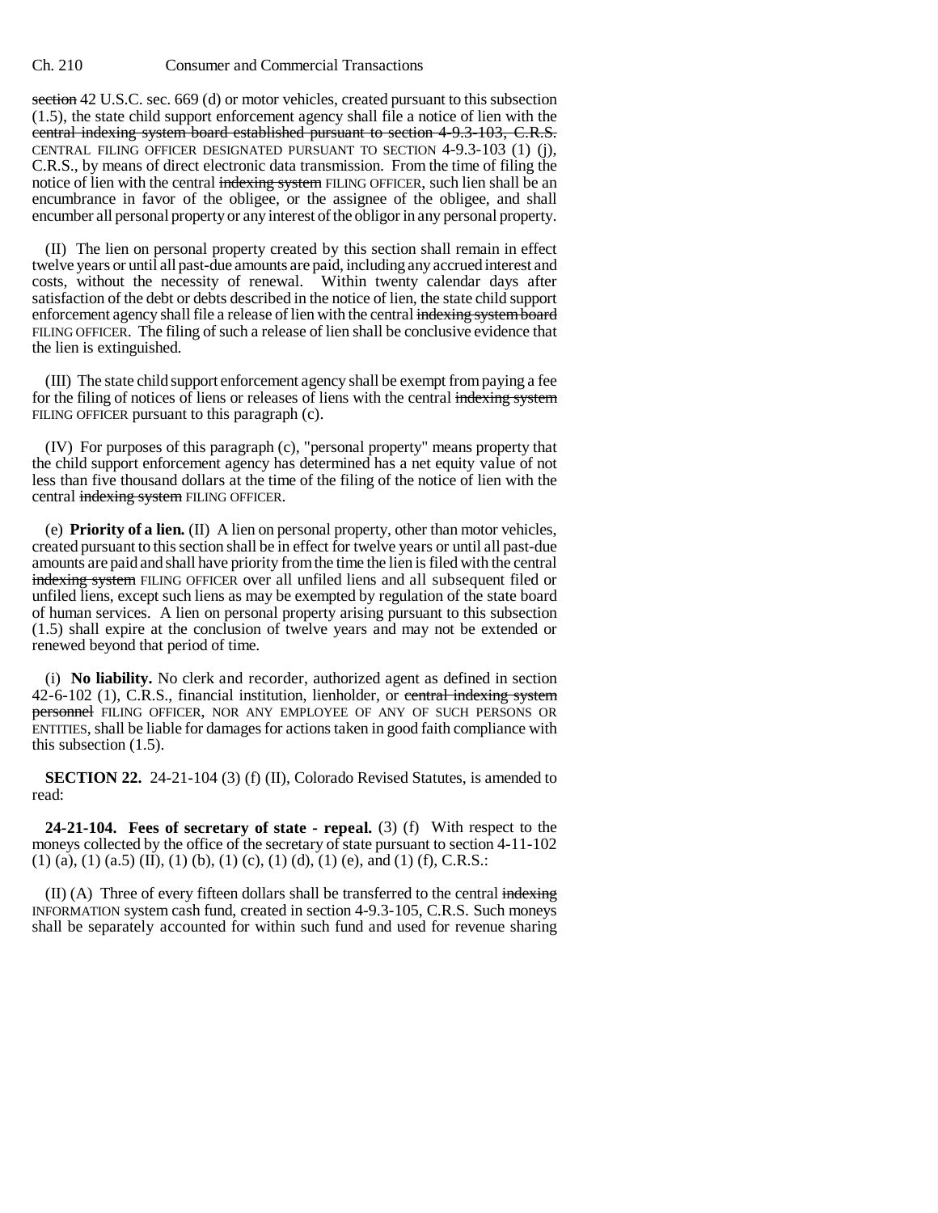section 42 U.S.C. sec. 669 (d) or motor vehicles, created pursuant to this subsection (1.5), the state child support enforcement agency shall file a notice of lien with the ~~central indexing system board established pursuant to section 4-9.3-103, C.R.S.~~ CENTRAL FILING OFFICER DESIGNATED PURSUANT TO SECTION 4-9.3-103 (1) (j), C.R.S., by means of direct electronic data transmission. From the time of filing the notice of lien with the central ~~indexing system~~ FILING OFFICER, such lien shall be an encumbrance in favor of the obligee, or the assignee of the obligee, and shall encumber all personal property or any interest of the obligor in any personal property.

(II) The lien on personal property created by this section shall remain in effect twelve years or until all past-due amounts are paid, including any accrued interest and costs, without the necessity of renewal. Within twenty calendar days after satisfaction of the debt or debts described in the notice of lien, the state child support enforcement agency shall file a release of lien with the central ~~indexing system board~~ FILING OFFICER. The filing of such a release of lien shall be conclusive evidence that the lien is extinguished.

(III) The state child support enforcement agency shall be exempt from paying a fee for the filing of notices of liens or releases of liens with the central ~~indexing system~~ FILING OFFICER pursuant to this paragraph (c).

(IV) For purposes of this paragraph (c), "personal property" means property that the child support enforcement agency has determined has a net equity value of not less than five thousand dollars at the time of the filing of the notice of lien with the central ~~indexing system~~ FILING OFFICER.

(e) **Priority of a lien.** (II) A lien on personal property, other than motor vehicles, created pursuant to this section shall be in effect for twelve years or until all past-due amounts are paid and shall have priority from the time the lien is filed with the central ~~indexing system~~ FILING OFFICER over all unfiled liens and all subsequent filed or unfiled liens, except such liens as may be exempted by regulation of the state board of human services. A lien on personal property arising pursuant to this subsection (1.5) shall expire at the conclusion of twelve years and may not be extended or renewed beyond that period of time.

(i) **No liability.** No clerk and recorder, authorized agent as defined in section 42-6-102 (1), C.R.S., financial institution, lienholder, or ~~central indexing system personnel~~ FILING OFFICER, NOR ANY EMPLOYEE OF ANY OF SUCH PERSONS OR ENTITIES, shall be liable for damages for actions taken in good faith compliance with this subsection (1.5).

**SECTION 22.** 24-21-104 (3) (f) (II), Colorado Revised Statutes, is amended to read:

**24-21-104. Fees of secretary of state - repeal.** (3) (f) With respect to the moneys collected by the office of the secretary of state pursuant to section 4-11-102 (1) (a), (1) (a.5) (II), (1) (b), (1) (c), (1) (d), (1) (e), and (1) (f), C.R.S.:

(II) (A) Three of every fifteen dollars shall be transferred to the central ~~indexing~~ INFORMATION system cash fund, created in section 4-9.3-105, C.R.S. Such moneys shall be separately accounted for within such fund and used for revenue sharing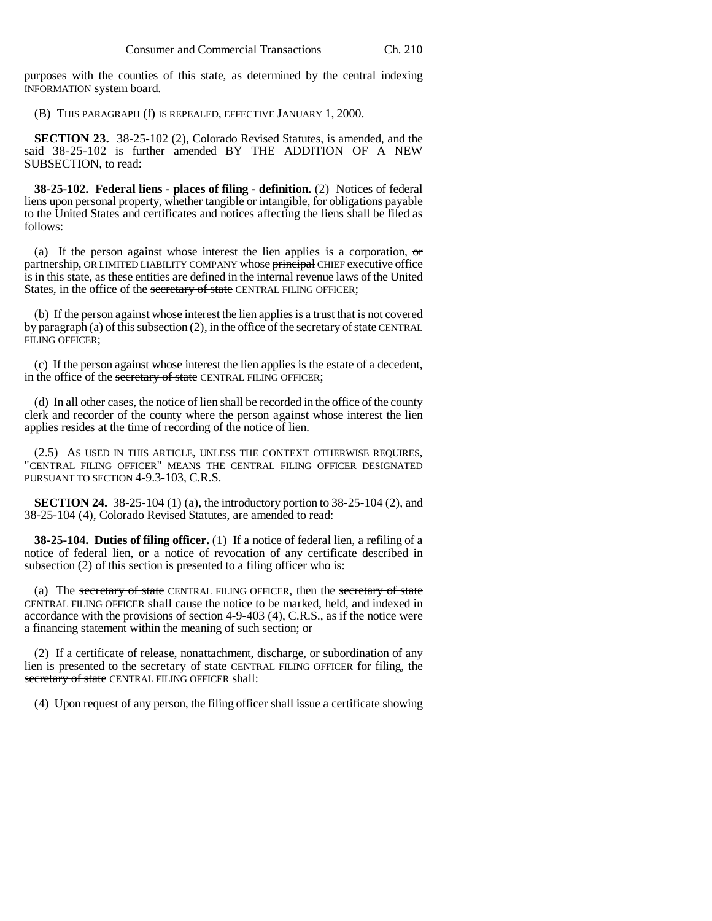purposes with the counties of this state, as determined by the central ~~indexing~~ INFORMATION system board.

(B) THIS PARAGRAPH (f) IS REPEALED, EFFECTIVE JANUARY 1, 2000.

**SECTION 23.** 38-25-102 (2), Colorado Revised Statutes, is amended, and the said 38-25-102 is further amended BY THE ADDITION OF A NEW SUBSECTION, to read:

**38-25-102. Federal liens - places of filing - definition.** (2) Notices of federal liens upon personal property, whether tangible or intangible, for obligations payable to the United States and certificates and notices affecting the liens shall be filed as follows:

(a) If the person against whose interest the lien applies is a corporation, ~~or~~ partnership, OR LIMITED LIABILITY COMPANY whose ~~principal~~ CHIEF executive office is in this state, as these entities are defined in the internal revenue laws of the United States, in the office of the ~~secretary of state~~ CENTRAL FILING OFFICER;

(b) If the person against whose interest the lien applies is a trust that is not covered by paragraph (a) of this subsection (2), in the office of the ~~secretary of state~~ CENTRAL FILING OFFICER;

(c) If the person against whose interest the lien applies is the estate of a decedent, in the office of the ~~secretary of state~~ CENTRAL FILING OFFICER;

(d) In all other cases, the notice of lien shall be recorded in the office of the county clerk and recorder of the county where the person against whose interest the lien applies resides at the time of recording of the notice of lien.

(2.5) AS USED IN THIS ARTICLE, UNLESS THE CONTEXT OTHERWISE REQUIRES, "CENTRAL FILING OFFICER" MEANS THE CENTRAL FILING OFFICER DESIGNATED PURSUANT TO SECTION 4-9.3-103, C.R.S.

**SECTION 24.** 38-25-104 (1) (a), the introductory portion to 38-25-104 (2), and 38-25-104 (4), Colorado Revised Statutes, are amended to read:

**38-25-104. Duties of filing officer.** (1) If a notice of federal lien, a refiling of a notice of federal lien, or a notice of revocation of any certificate described in subsection (2) of this section is presented to a filing officer who is:

(a) The ~~secretary of state~~ CENTRAL FILING OFFICER, then the ~~secretary of state~~ CENTRAL FILING OFFICER shall cause the notice to be marked, held, and indexed in accordance with the provisions of section 4-9-403 (4), C.R.S., as if the notice were a financing statement within the meaning of such section; or

(2) If a certificate of release, nonattachment, discharge, or subordination of any lien is presented to the ~~secretary of state~~ CENTRAL FILING OFFICER for filing, the ~~secretary of state~~ CENTRAL FILING OFFICER shall:

(4) Upon request of any person, the filing officer shall issue a certificate showing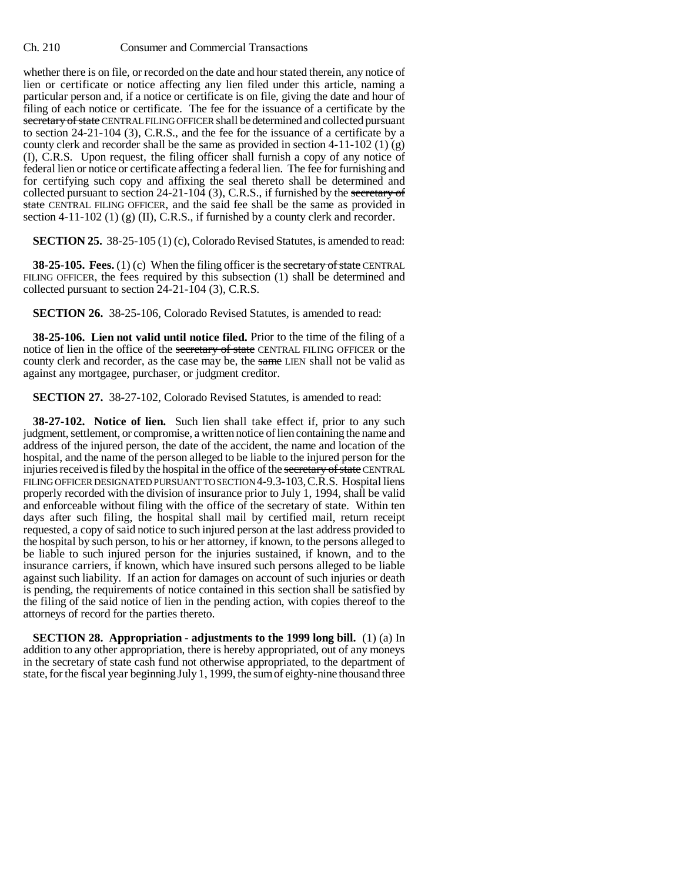whether there is on file, or recorded on the date and hour stated therein, any notice of lien or certificate or notice affecting any lien filed under this article, naming a particular person and, if a notice or certificate is on file, giving the date and hour of filing of each notice or certificate. The fee for the issuance of a certificate by the ~~secretary of state~~ CENTRAL FILING OFFICER shall be determined and collected pursuant to section 24-21-104 (3), C.R.S., and the fee for the issuance of a certificate by a county clerk and recorder shall be the same as provided in section 4-11-102 (1) (g) (I), C.R.S. Upon request, the filing officer shall furnish a copy of any notice of federal lien or notice or certificate affecting a federal lien. The fee for furnishing and for certifying such copy and affixing the seal thereto shall be determined and collected pursuant to section 24-21-104 (3), C.R.S., if furnished by the ~~secretary of state~~ CENTRAL FILING OFFICER, and the said fee shall be the same as provided in section 4-11-102 (1) (g) (II), C.R.S., if furnished by a county clerk and recorder.

**SECTION 25.** 38-25-105 (1) (c), Colorado Revised Statutes, is amended to read:

**38-25-105. Fees.** (1) (c) When the filing officer is the ~~secretary of state~~ CENTRAL FILING OFFICER, the fees required by this subsection (1) shall be determined and collected pursuant to section 24-21-104 (3), C.R.S.

**SECTION 26.** 38-25-106, Colorado Revised Statutes, is amended to read:

**38-25-106. Lien not valid until notice filed.** Prior to the time of the filing of a notice of lien in the office of the ~~secretary of state~~ CENTRAL FILING OFFICER or the county clerk and recorder, as the case may be, the ~~same~~ LIEN shall not be valid as against any mortgagee, purchaser, or judgment creditor.

**SECTION 27.** 38-27-102, Colorado Revised Statutes, is amended to read:

**38-27-102. Notice of lien.** Such lien shall take effect if, prior to any such judgment, settlement, or compromise, a written notice of lien containing the name and address of the injured person, the date of the accident, the name and location of the hospital, and the name of the person alleged to be liable to the injured person for the injuries received is filed by the hospital in the office of the ~~secretary of state~~ CENTRAL FILING OFFICER DESIGNATED PURSUANT TO SECTION 4-9.3-103, C.R.S. Hospital liens properly recorded with the division of insurance prior to July 1, 1994, shall be valid and enforceable without filing with the office of the secretary of state. Within ten days after such filing, the hospital shall mail by certified mail, return receipt requested, a copy of said notice to such injured person at the last address provided to the hospital by such person, to his or her attorney, if known, to the persons alleged to be liable to such injured person for the injuries sustained, if known, and to the insurance carriers, if known, which have insured such persons alleged to be liable against such liability. If an action for damages on account of such injuries or death is pending, the requirements of notice contained in this section shall be satisfied by the filing of the said notice of lien in the pending action, with copies thereof to the attorneys of record for the parties thereto.

**SECTION 28. Appropriation - adjustments to the 1999 long bill.** (1) (a) In addition to any other appropriation, there is hereby appropriated, out of any moneys in the secretary of state cash fund not otherwise appropriated, to the department of state, for the fiscal year beginning July 1, 1999, the sum of eighty-nine thousand three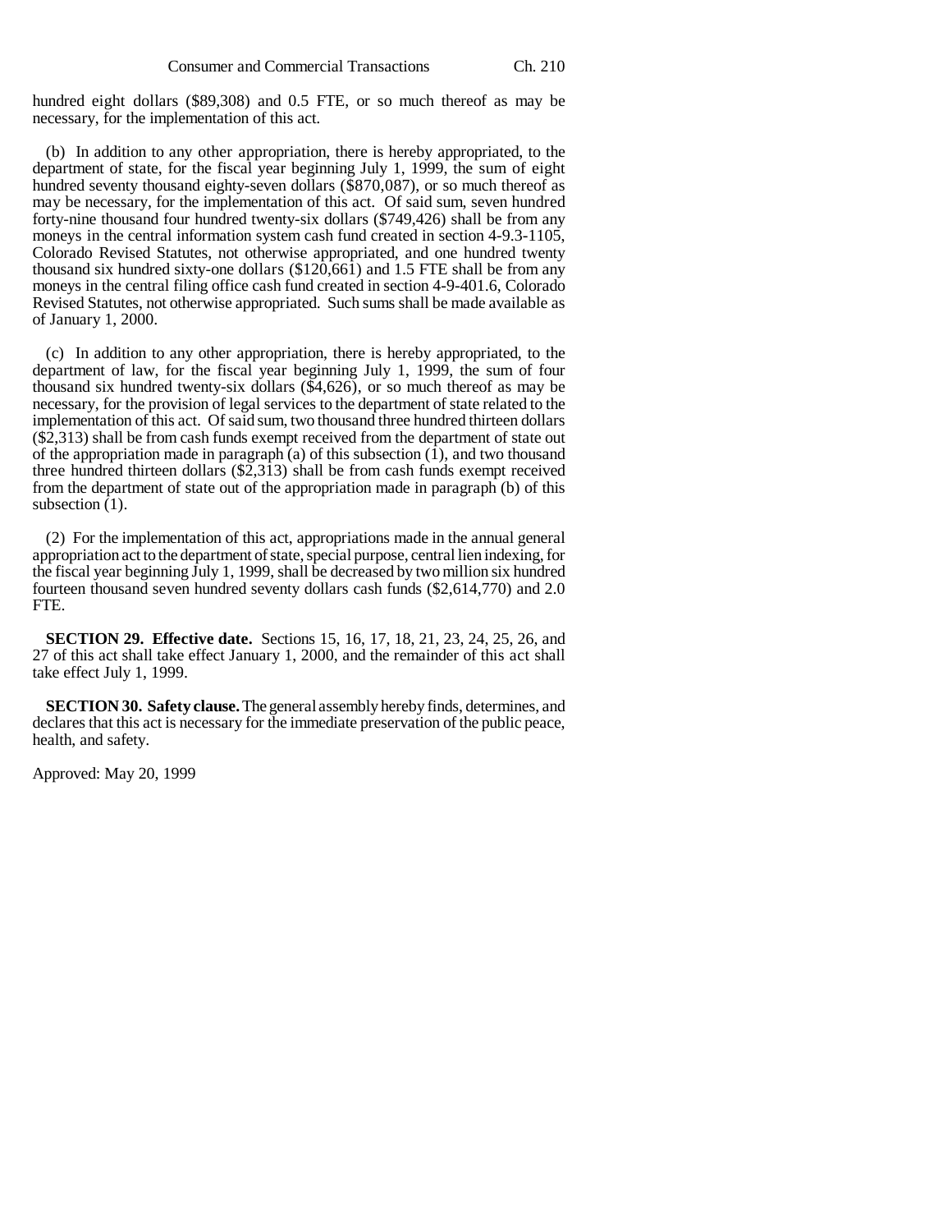hundred eight dollars ($89,308) and 0.5 FTE, or so much thereof as may be necessary, for the implementation of this act.

(b) In addition to any other appropriation, there is hereby appropriated, to the department of state, for the fiscal year beginning July 1, 1999, the sum of eight hundred seventy thousand eighty-seven dollars ($870,087), or so much thereof as may be necessary, for the implementation of this act. Of said sum, seven hundred forty-nine thousand four hundred twenty-six dollars ($749,426) shall be from any moneys in the central information system cash fund created in section 4-9.3-1105, Colorado Revised Statutes, not otherwise appropriated, and one hundred twenty thousand six hundred sixty-one dollars ($120,661) and 1.5 FTE shall be from any moneys in the central filing office cash fund created in section 4-9-401.6, Colorado Revised Statutes, not otherwise appropriated. Such sums shall be made available as of January 1, 2000.

(c) In addition to any other appropriation, there is hereby appropriated, to the department of law, for the fiscal year beginning July 1, 1999, the sum of four thousand six hundred twenty-six dollars ($4,626), or so much thereof as may be necessary, for the provision of legal services to the department of state related to the implementation of this act. Of said sum, two thousand three hundred thirteen dollars ($2,313) shall be from cash funds exempt received from the department of state out of the appropriation made in paragraph (a) of this subsection (1), and two thousand three hundred thirteen dollars ($2,313) shall be from cash funds exempt received from the department of state out of the appropriation made in paragraph (b) of this subsection (1).

(2) For the implementation of this act, appropriations made in the annual general appropriation act to the department of state, special purpose, central lien indexing, for the fiscal year beginning July 1, 1999, shall be decreased by two million six hundred fourteen thousand seven hundred seventy dollars cash funds ($2,614,770) and 2.0 FTE.

**SECTION 29. Effective date.** Sections 15, 16, 17, 18, 21, 23, 24, 25, 26, and 27 of this act shall take effect January 1, 2000, and the remainder of this act shall take effect July 1, 1999.

**SECTION 30. Safety clause.** The general assembly hereby finds, determines, and declares that this act is necessary for the immediate preservation of the public peace, health, and safety.

Approved: May 20, 1999